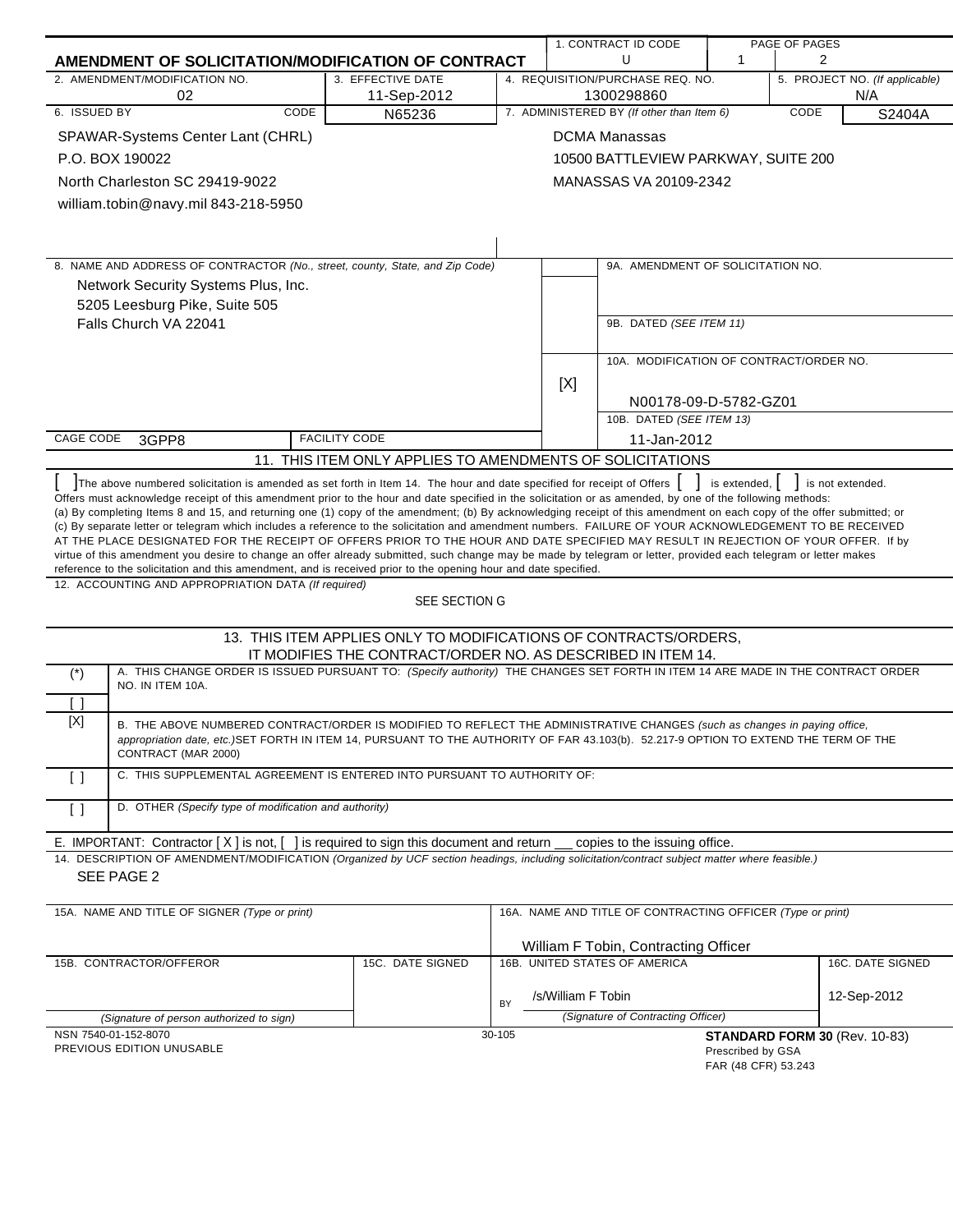# AMENDMENT OF SOLICITATION/MODIFICATION OF CONTRACT

| 1. CONTRACT ID CODE | PAGE OF PAGES | |
|---|---|---|
| U | 1 | 2 |

| 2. AMENDMENT/MODIFICATION NO. | 3. EFFECTIVE DATE | 4. REQUISITION/PURCHASE REQ. NO. | 5. PROJECT NO. (If applicable) |
|---|---|---|---|
| 02 | 11-Sep-2012 | 1300298860 | N/A |

| 6. ISSUED BY | CODE N65236 | 7. ADMINISTERED BY (If other than Item 6) | CODE S2404A |
|---|---|---|---|
| SPAWAR-Systems Center Lant (CHRL)<br>P.O. BOX 190022<br>North Charleston SC 29419-9022<br>william.tobin@navy.mil 843-218-5950 | | DCMA Manassas<br>10500 BATTLEVIEW PARKWAY, SUITE 200<br>MANASSAS VA 20109-2342 | |

8. NAME AND ADDRESS OF CONTRACTOR (No., street, county, State, and Zip Code)

Network Security Systems Plus, Inc.
5205 Leesburg Pike, Suite 505
Falls Church VA 22041

CAGE CODE 3GPP8 | FACILITY CODE

9A. AMENDMENT OF SOLICITATION NO.

9B. DATED (SEE ITEM 11)

[X] 10A. MODIFICATION OF CONTRACT/ORDER NO.
N00178-09-D-5782-GZ01

10B. DATED (SEE ITEM 13)
11-Jan-2012

## 11. THIS ITEM ONLY APPLIES TO AMENDMENTS OF SOLICITATIONS

[ ] The above numbered solicitation is amended as set forth in Item 14. The hour and date specified for receipt of Offers [ ] is extended, [ ] is not extended.
Offers must acknowledge receipt of this amendment prior to the hour and date specified in the solicitation or as amended, by one of the following methods:
(a) By completing Items 8 and 15, and returning one (1) copy of the amendment; (b) By acknowledging receipt of this amendment on each copy of the offer submitted; or (c) By separate letter or telegram which includes a reference to the solicitation and amendment numbers. FAILURE OF YOUR ACKNOWLEDGEMENT TO BE RECEIVED AT THE PLACE DESIGNATED FOR THE RECEIPT OF OFFERS PRIOR TO THE HOUR AND DATE SPECIFIED MAY RESULT IN REJECTION OF YOUR OFFER. If by virtue of this amendment you desire to change an offer already submitted, such change may be made by telegram or letter, provided each telegram or letter makes reference to the solicitation and this amendment, and is received prior to the opening hour and date specified.

12. ACCOUNTING AND APPROPRIATION DATA (If required)
SEE SECTION G

## 13. THIS ITEM APPLIES ONLY TO MODIFICATIONS OF CONTRACTS/ORDERS, IT MODIFIES THE CONTRACT/ORDER NO. AS DESCRIBED IN ITEM 14.

| | |
|---|---|
| (*)<br>[ ] | A. THIS CHANGE ORDER IS ISSUED PURSUANT TO: (Specify authority) THE CHANGES SET FORTH IN ITEM 14 ARE MADE IN THE CONTRACT ORDER NO. IN ITEM 10A. |
| [X] | B. THE ABOVE NUMBERED CONTRACT/ORDER IS MODIFIED TO REFLECT THE ADMINISTRATIVE CHANGES (such as changes in paying office, appropriation date, etc.) SET FORTH IN ITEM 14, PURSUANT TO THE AUTHORITY OF FAR 43.103(b). 52.217-9 OPTION TO EXTEND THE TERM OF THE CONTRACT (MAR 2000) |
| [ ] | C. THIS SUPPLEMENTAL AGREEMENT IS ENTERED INTO PURSUANT TO AUTHORITY OF: |
| [ ] | D. OTHER (Specify type of modification and authority) |

E. IMPORTANT: Contractor [ X ] is not, [ ] is required to sign this document and return \_\_ copies to the issuing office.

14. DESCRIPTION OF AMENDMENT/MODIFICATION (Organized by UCF section headings, including solicitation/contract subject matter where feasible.)
SEE PAGE 2

| 15A. NAME AND TITLE OF SIGNER (Type or print) | | 16A. NAME AND TITLE OF CONTRACTING OFFICER (Type or print) | |
|---|---|---|---|
| | | William F Tobin, Contracting Officer | |
| 15B. CONTRACTOR/OFFEROR | 15C. DATE SIGNED | 16B. UNITED STATES OF AMERICA | 16C. DATE SIGNED |
| | | BY /s/William F Tobin | 12-Sep-2012 |
| (Signature of person authorized to sign) | | (Signature of Contracting Officer) | |

NSN 7540-01-152-8070
PREVIOUS EDITION UNUSABLE
30-105
**STANDARD FORM 30** (Rev. 10-83)
Prescribed by GSA
FAR (48 CFR) 53.243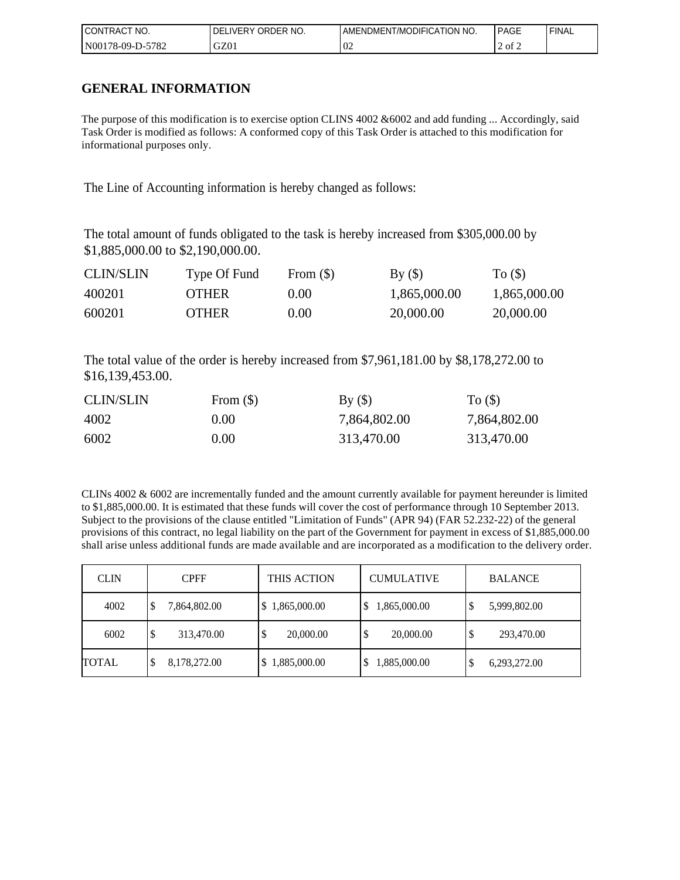| CONTRACT NO. | DELIVERY ORDER NO. | AMENDMENT/MODIFICATION NO. | PAGE | FINAL |
| --- | --- | --- | --- | --- |
| N00178-09-D-5782 | GZ01 | 02 | 2 of 2 | |

## GENERAL INFORMATION

The purpose of this modification is to exercise option CLINS 4002 &6002 and add funding ... Accordingly, said Task Order is modified as follows: A conformed copy of this Task Order is attached to this modification for informational purposes only.

The Line of Accounting information is hereby changed as follows:

The total amount of funds obligated to the task is hereby increased from $305,000.00 by $1,885,000.00 to $2,190,000.00.

| CLIN/SLIN | Type Of Fund | From ($) | By ($) | To ($) |
| --- | --- | --- | --- | --- |
| 400201 | OTHER | 0.00 | 1,865,000.00 | 1,865,000.00 |
| 600201 | OTHER | 0.00 | 20,000.00 | 20,000.00 |

The total value of the order is hereby increased from $7,961,181.00 by $8,178,272.00 to $16,139,453.00.

| CLIN/SLIN | From ($) | By ($) | To ($) |
| --- | --- | --- | --- |
| 4002 | 0.00 | 7,864,802.00 | 7,864,802.00 |
| 6002 | 0.00 | 313,470.00 | 313,470.00 |

CLINs 4002 & 6002 are incrementally funded and the amount currently available for payment hereunder is limited to $1,885,000.00. It is estimated that these funds will cover the cost of performance through 10 September 2013. Subject to the provisions of the clause entitled "Limitation of Funds" (APR 94) (FAR 52.232-22) of the general provisions of this contract, no legal liability on the part of the Government for payment in excess of $1,885,000.00 shall arise unless additional funds are made available and are incorporated as a modification to the delivery order.

| CLIN | CPFF | THIS ACTION | CUMULATIVE | BALANCE |
| --- | --- | --- | --- | --- |
| 4002 | $ 7,864,802.00 | $ 1,865,000.00 | $ 1,865,000.00 | $ 5,999,802.00 |
| 6002 | $ 313,470.00 | $ 20,000.00 | $ 20,000.00 | $ 293,470.00 |
| TOTAL | $ 8,178,272.00 | $ 1,885,000.00 | $ 1,885,000.00 | $ 6,293,272.00 |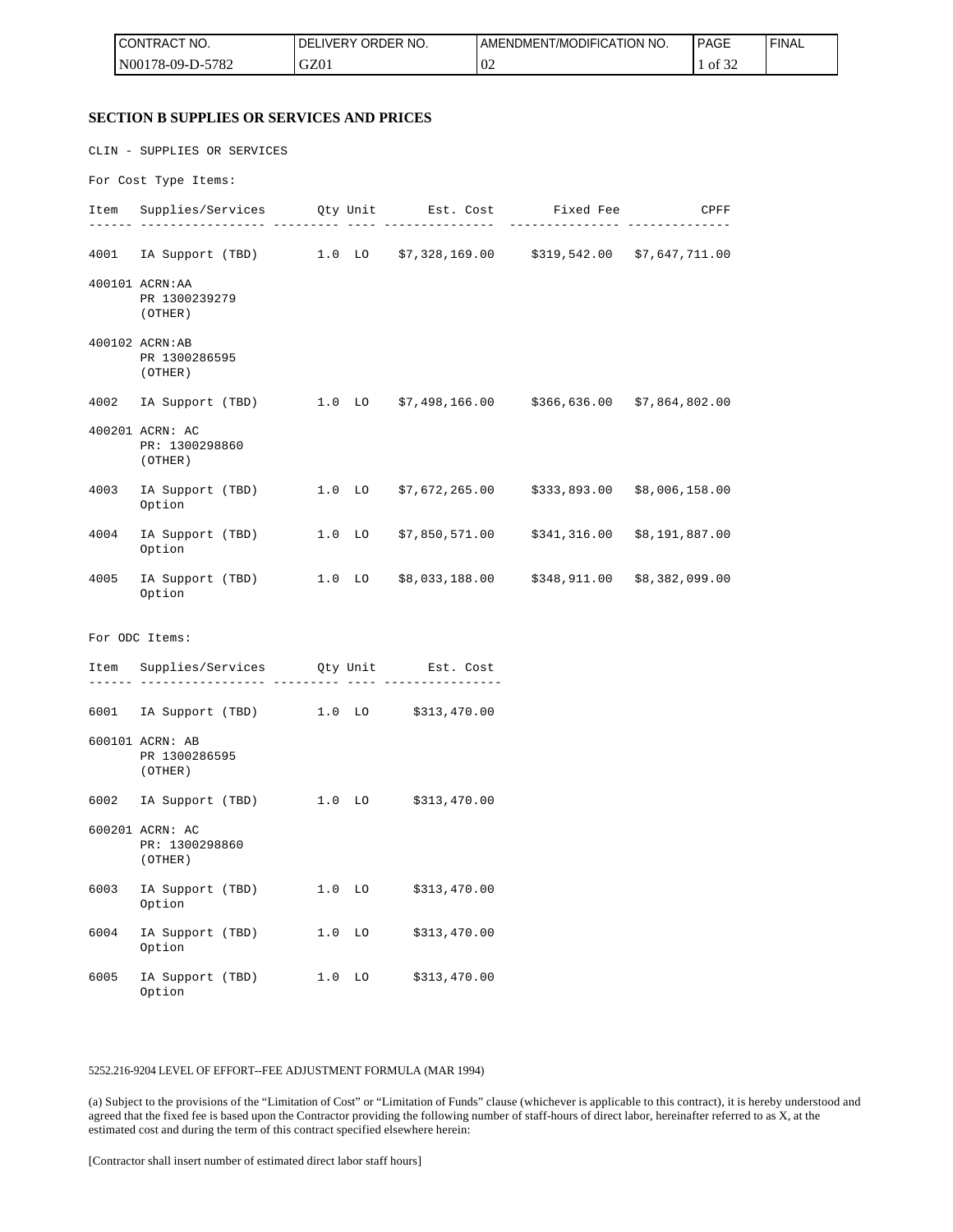## SECTION B SUPPLIES OR SERVICES AND PRICES

CLIN - SUPPLIES OR SERVICES

For Cost Type Items:

| Item | Supplies/Services | Qty | Unit | Est. Cost | Fixed Fee | CPFF |
|---|---|---|---|---|---|---|
| 4001 | IA Support (TBD) | 1.0 | LO | $7,328,169.00 | $319,542.00 | $7,647,711.00 |
| 400101 | ACRN:AA<br>PR 1300239279<br>(OTHER) | | | | | |
| 400102 | ACRN:AB<br>PR 1300286595<br>(OTHER) | | | | | |
| 4002 | IA Support (TBD) | 1.0 | LO | $7,498,166.00 | $366,636.00 | $7,864,802.00 |
| 400201 | ACRN: AC<br>PR: 1300298860<br>(OTHER) | | | | | |
| 4003 | IA Support (TBD)<br>Option | 1.0 | LO | $7,672,265.00 | $333,893.00 | $8,006,158.00 |
| 4004 | IA Support (TBD)<br>Option | 1.0 | LO | $7,850,571.00 | $341,316.00 | $8,191,887.00 |
| 4005 | IA Support (TBD)<br>Option | 1.0 | LO | $8,033,188.00 | $348,911.00 | $8,382,099.00 |

For ODC Items:

| Item | Supplies/Services | Qty | Unit | Est. Cost |
|---|---|---|---|---|
| 6001 | IA Support (TBD) | 1.0 | LO | $313,470.00 |
| 600101 | ACRN: AB<br>PR 1300286595<br>(OTHER) | | | |
| 6002 | IA Support (TBD) | 1.0 | LO | $313,470.00 |
| 600201 | ACRN: AC<br>PR: 1300298860<br>(OTHER) | | | |
| 6003 | IA Support (TBD)<br>Option | 1.0 | LO | $313,470.00 |
| 6004 | IA Support (TBD)<br>Option | 1.0 | LO | $313,470.00 |
| 6005 | IA Support (TBD)<br>Option | 1.0 | LO | $313,470.00 |

5252.216-9204 LEVEL OF EFFORT--FEE ADJUSTMENT FORMULA (MAR 1994)

(a) Subject to the provisions of the "Limitation of Cost" or "Limitation of Funds" clause (whichever is applicable to this contract), it is hereby understood and agreed that the fixed fee is based upon the Contractor providing the following number of staff-hours of direct labor, hereinafter referred to as X, at the estimated cost and during the term of this contract specified elsewhere herein:

[Contractor shall insert number of estimated direct labor staff hours]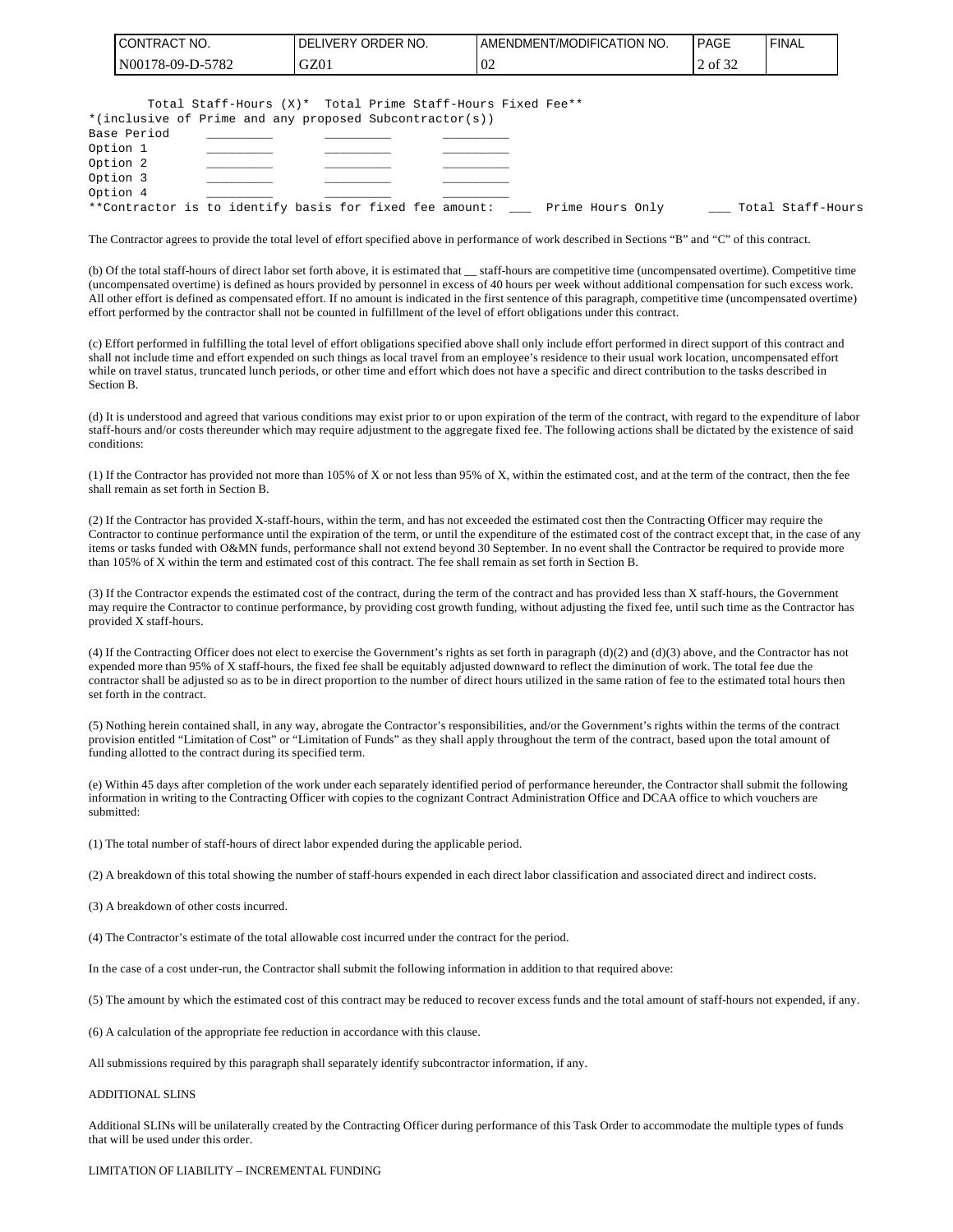| | Total Staff-Hours (X)* | Total Prime Staff-Hours | Fixed Fee** |
|---|---|---|---|
| *(inclusive of Prime and any proposed Subcontractor(s)) | | | |
| Base Period | _________ | _________ | _________ |
| Option 1 | _________ | _________ | _________ |
| Option 2 | _________ | _________ | _________ |
| Option 3 | _________ | _________ | _________ |
| Option 4 | _________ | _________ | _________ |

**Contractor is to identify basis for fixed fee amount: ___ Prime Hours Only ___ Total Staff-Hours

The Contractor agrees to provide the total level of effort specified above in performance of work described in Sections "B" and "C" of this contract.

(b) Of the total staff-hours of direct labor set forth above, it is estimated that __ staff-hours are competitive time (uncompensated overtime). Competitive time (uncompensated overtime) is defined as hours provided by personnel in excess of 40 hours per week without additional compensation for such excess work. All other effort is defined as compensated effort. If no amount is indicated in the first sentence of this paragraph, competitive time (uncompensated overtime) effort performed by the contractor shall not be counted in fulfillment of the level of effort obligations under this contract.

(c) Effort performed in fulfilling the total level of effort obligations specified above shall only include effort performed in direct support of this contract and shall not include time and effort expended on such things as local travel from an employee's residence to their usual work location, uncompensated effort while on travel status, truncated lunch periods, or other time and effort which does not have a specific and direct contribution to the tasks described in Section B.

(d) It is understood and agreed that various conditions may exist prior to or upon expiration of the term of the contract, with regard to the expenditure of labor staff-hours and/or costs thereunder which may require adjustment to the aggregate fixed fee. The following actions shall be dictated by the existence of said conditions:

(1) If the Contractor has provided not more than 105% of X or not less than 95% of X, within the estimated cost, and at the term of the contract, then the fee shall remain as set forth in Section B.

(2) If the Contractor has provided X-staff-hours, within the term, and has not exceeded the estimated cost then the Contracting Officer may require the Contractor to continue performance until the expiration of the term, or until the expenditure of the estimated cost of the contract except that, in the case of any items or tasks funded with O&MN funds, performance shall not extend beyond 30 September. In no event shall the Contractor be required to provide more than 105% of X within the term and estimated cost of this contract. The fee shall remain as set forth in Section B.

(3) If the Contractor expends the estimated cost of the contract, during the term of the contract and has provided less than X staff-hours, the Government may require the Contractor to continue performance, by providing cost growth funding, without adjusting the fixed fee, until such time as the Contractor has provided X staff-hours.

(4) If the Contracting Officer does not elect to exercise the Government's rights as set forth in paragraph (d)(2) and (d)(3) above, and the Contractor has not expended more than 95% of X staff-hours, the fixed fee shall be equitably adjusted downward to reflect the diminution of work. The total fee due the contractor shall be adjusted so as to be in direct proportion to the number of direct hours utilized in the same ration of fee to the estimated total hours then set forth in the contract.

(5) Nothing herein contained shall, in any way, abrogate the Contractor's responsibilities, and/or the Government's rights within the terms of the contract provision entitled "Limitation of Cost" or "Limitation of Funds" as they shall apply throughout the term of the contract, based upon the total amount of funding allotted to the contract during its specified term.

(e) Within 45 days after completion of the work under each separately identified period of performance hereunder, the Contractor shall submit the following information in writing to the Contracting Officer with copies to the cognizant Contract Administration Office and DCAA office to which vouchers are submitted:

(1) The total number of staff-hours of direct labor expended during the applicable period.

(2) A breakdown of this total showing the number of staff-hours expended in each direct labor classification and associated direct and indirect costs.

(3) A breakdown of other costs incurred.

(4) The Contractor's estimate of the total allowable cost incurred under the contract for the period.

In the case of a cost under-run, the Contractor shall submit the following information in addition to that required above:

(5) The amount by which the estimated cost of this contract may be reduced to recover excess funds and the total amount of staff-hours not expended, if any.

(6) A calculation of the appropriate fee reduction in accordance with this clause.

All submissions required by this paragraph shall separately identify subcontractor information, if any.

ADDITIONAL SLINS

Additional SLINs will be unilaterally created by the Contracting Officer during performance of this Task Order to accommodate the multiple types of funds that will be used under this order.

LIMITATION OF LIABILITY – INCREMENTAL FUNDING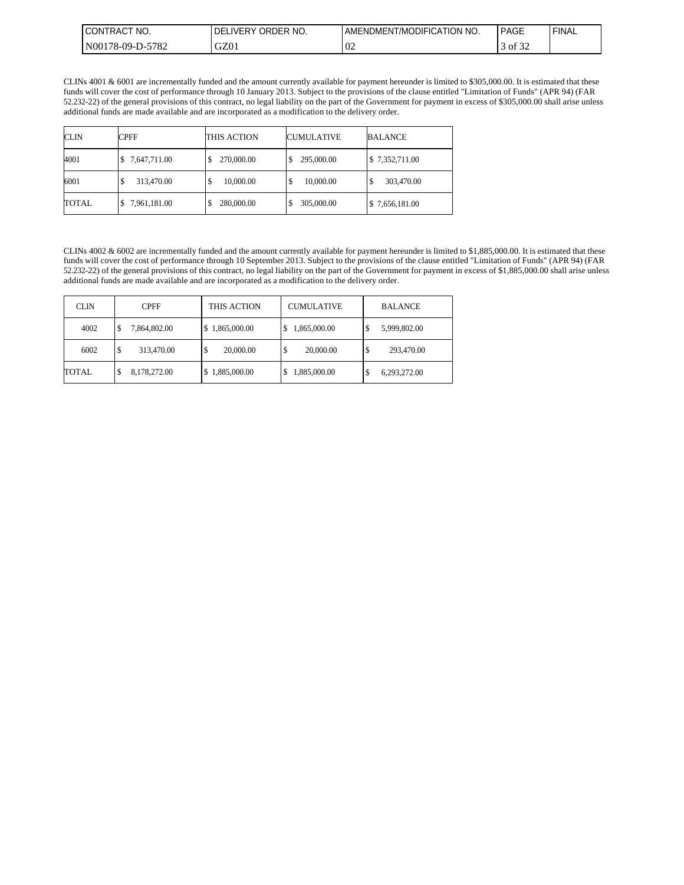CLINs 4001 & 6001 are incrementally funded and the amount currently available for payment hereunder is limited to $305,000.00. It is estimated that these funds will cover the cost of performance through 10 January 2013. Subject to the provisions of the clause entitled "Limitation of Funds" (APR 94) (FAR 52.232-22) of the general provisions of this contract, no legal liability on the part of the Government for payment in excess of $305,000.00 shall arise unless additional funds are made available and are incorporated as a modification to the delivery order.

| CLIN | CPFF | THIS ACTION | CUMULATIVE | BALANCE |
|---|---|---|---|---|
| 4001 | $ 7,647,711.00 | $ 270,000.00 | $ 295,000.00 | $ 7,352,711.00 |
| 6001 | $ 313,470.00 | $ 10,000.00 | $ 10,000.00 | $ 303,470.00 |
| TOTAL | $ 7,961,181.00 | $ 280,000.00 | $ 305,000.00 | $ 7,656,181.00 |

CLINs 4002 & 6002 are incrementally funded and the amount currently available for payment hereunder is limited to $1,885,000.00. It is estimated that these funds will cover the cost of performance through 10 September 2013. Subject to the provisions of the clause entitled "Limitation of Funds" (APR 94) (FAR 52.232-22) of the general provisions of this contract, no legal liability on the part of the Government for payment in excess of $1,885,000.00 shall arise unless additional funds are made available and are incorporated as a modification to the delivery order.

| CLIN | CPFF | THIS ACTION | CUMULATIVE | BALANCE |
|---|---|---|---|---|
| 4002 | $ 7,864,802.00 | $ 1,865,000.00 | $ 1,865,000.00 | $ 5,999,802.00 |
| 6002 | $ 313,470.00 | $ 20,000.00 | $ 20,000.00 | $ 293,470.00 |
| TOTAL | $ 8,178,272.00 | $ 1,885,000.00 | $ 1,885,000.00 | $ 6,293,272.00 |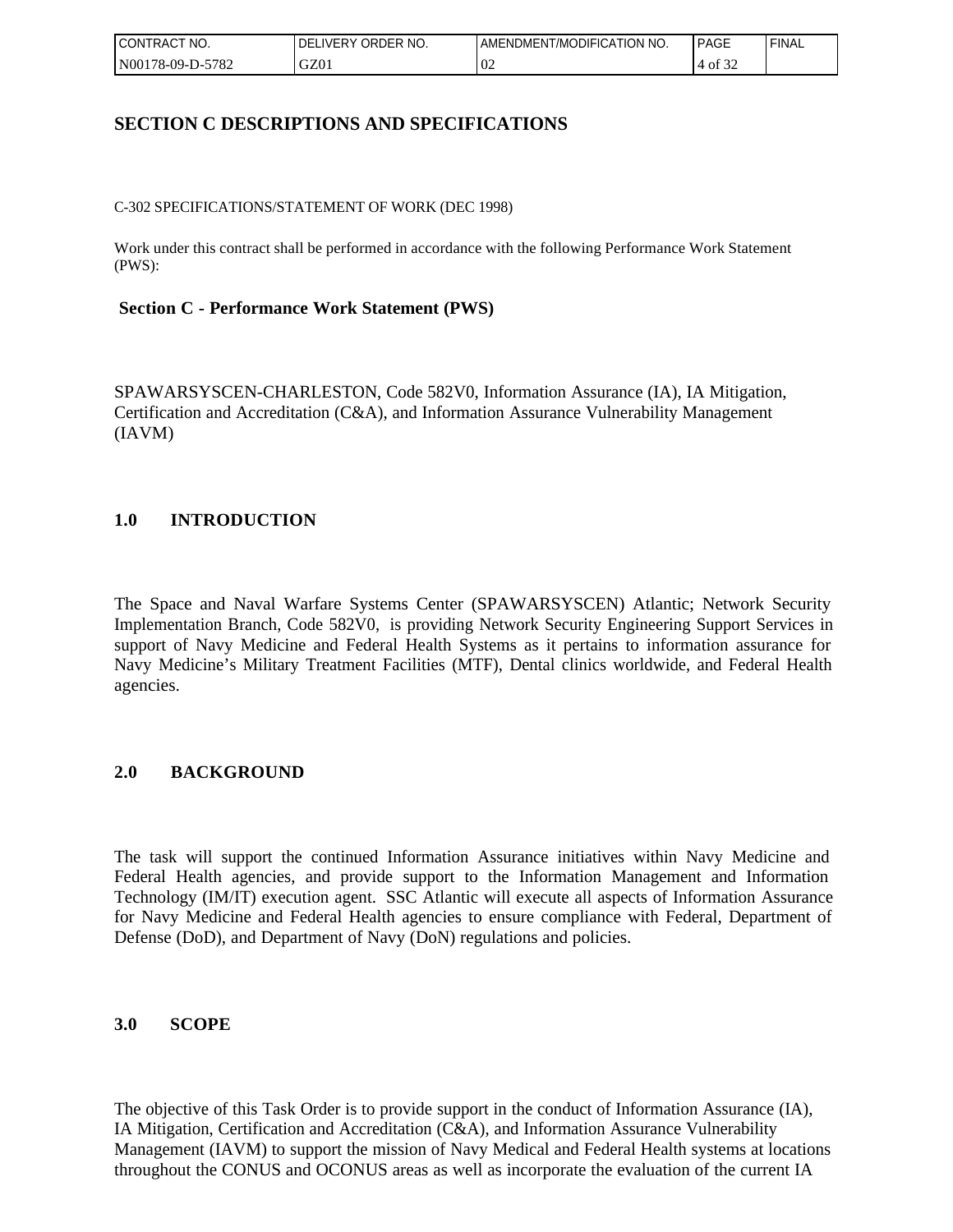# SECTION C DESCRIPTIONS AND SPECIFICATIONS

C-302 SPECIFICATIONS/STATEMENT OF WORK (DEC 1998)

Work under this contract shall be performed in accordance with the following Performance Work Statement (PWS):

## Section C - Performance Work Statement (PWS)

SPAWARSYSCEN-CHARLESTON, Code 582V0, Information Assurance (IA), IA Mitigation, Certification and Accreditation (C&A), and Information Assurance Vulnerability Management (IAVM)

## 1.0 INTRODUCTION

The Space and Naval Warfare Systems Center (SPAWARSYSCEN) Atlantic; Network Security Implementation Branch, Code 582V0, is providing Network Security Engineering Support Services in support of Navy Medicine and Federal Health Systems as it pertains to information assurance for Navy Medicine's Military Treatment Facilities (MTF), Dental clinics worldwide, and Federal Health agencies.

## 2.0 BACKGROUND

The task will support the continued Information Assurance initiatives within Navy Medicine and Federal Health agencies, and provide support to the Information Management and Information Technology (IM/IT) execution agent. SSC Atlantic will execute all aspects of Information Assurance for Navy Medicine and Federal Health agencies to ensure compliance with Federal, Department of Defense (DoD), and Department of Navy (DoN) regulations and policies.

## 3.0 SCOPE

The objective of this Task Order is to provide support in the conduct of Information Assurance (IA), IA Mitigation, Certification and Accreditation (C&A), and Information Assurance Vulnerability Management (IAVM) to support the mission of Navy Medical and Federal Health systems at locations throughout the CONUS and OCONUS areas as well as incorporate the evaluation of the current IA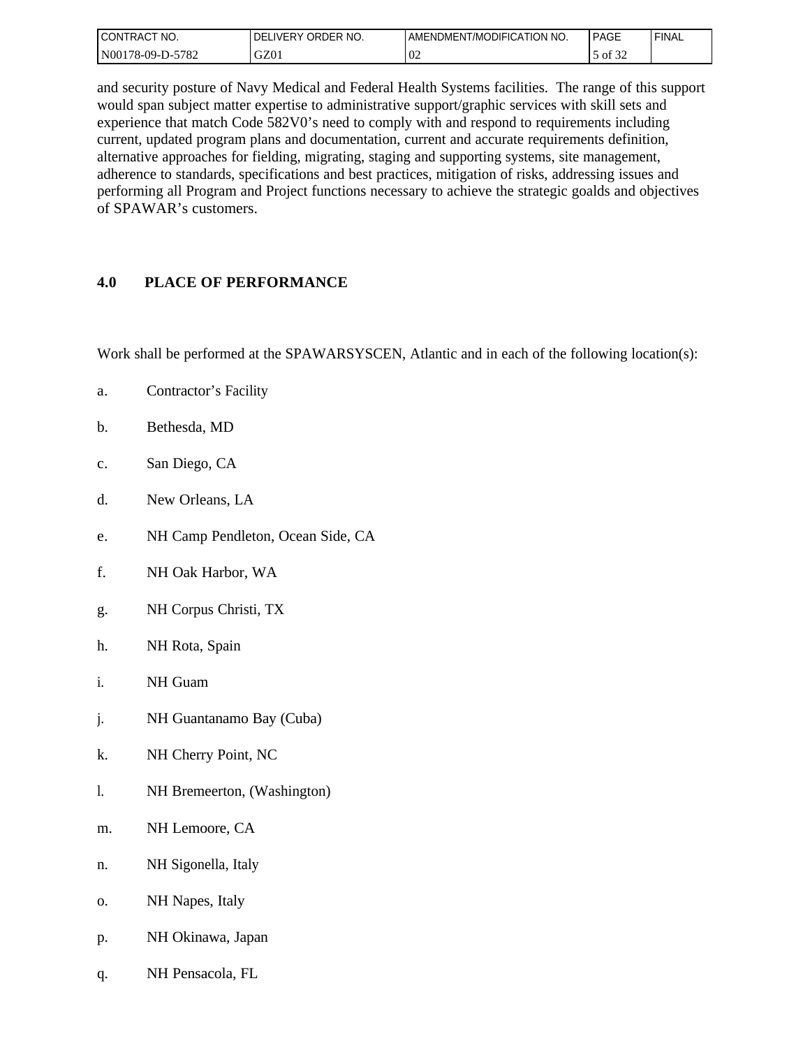and security posture of Navy Medical and Federal Health Systems facilities.  The range of this support would span subject matter expertise to administrative support/graphic services with skill sets and experience that match Code 582V0's need to comply with and respond to requirements including current, updated program plans and documentation, current and accurate requirements definition, alternative approaches for fielding, migrating, staging and supporting systems, site management, adherence to standards, specifications and best practices, mitigation of risks, addressing issues and performing all Program and Project functions necessary to achieve the strategic goalds and objectives of SPAWAR's customers.

## 4.0 PLACE OF PERFORMANCE

Work shall be performed at the SPAWARSYSCEN, Atlantic and in each of the following location(s):

a. Contractor's Facility

b. Bethesda, MD

c. San Diego, CA

d. New Orleans, LA

e. NH Camp Pendleton, Ocean Side, CA

f. NH Oak Harbor, WA

g. NH Corpus Christi, TX

h. NH Rota, Spain

i. NH Guam

j. NH Guantanamo Bay (Cuba)

k. NH Cherry Point, NC

l. NH Bremeerton, (Washington)

m. NH Lemoore, CA

n. NH Sigonella, Italy

o. NH Napes, Italy

p. NH Okinawa, Japan

q. NH Pensacola, FL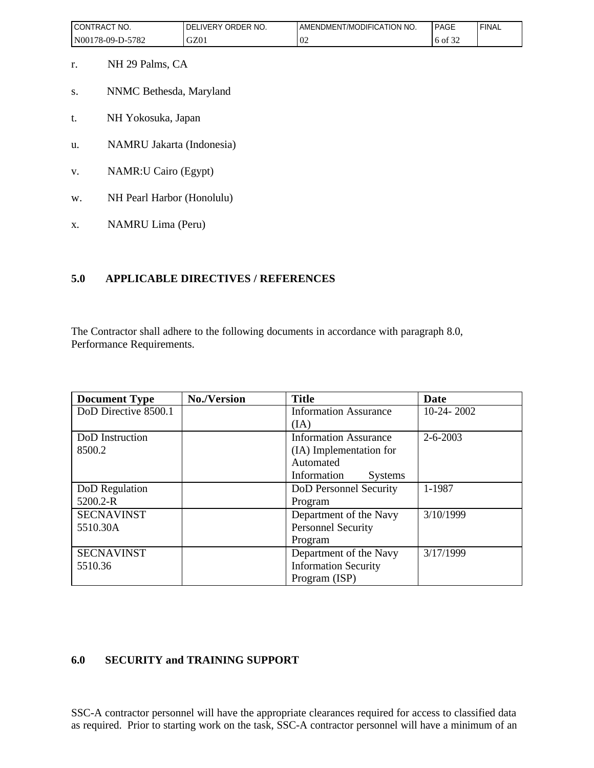r. NH 29 Palms, CA

s. NNMC Bethesda, Maryland

t. NH Yokosuka, Japan

u. NAMRU Jakarta (Indonesia)

v. NAMR:U Cairo (Egypt)

w. NH Pearl Harbor (Honolulu)

x. NAMRU Lima (Peru)

## 5.0 APPLICABLE DIRECTIVES / REFERENCES

The Contractor shall adhere to the following documents in accordance with paragraph 8.0, Performance Requirements.

| Document Type | No./Version | Title | Date |
|---|---|---|---|
| DoD Directive 8500.1 | | Information Assurance (IA) | 10-24- 2002 |
| DoD Instruction 8500.2 | | Information Assurance (IA) Implementation for Automated Information Systems | 2-6-2003 |
| DoD Regulation 5200.2-R | | DoD Personnel Security Program | 1-1987 |
| SECNAVINST 5510.30A | | Department of the Navy Personnel Security Program | 3/10/1999 |
| SECNAVINST 5510.36 | | Department of the Navy Information Security Program (ISP) | 3/17/1999 |

## 6.0 SECURITY and TRAINING SUPPORT

SSC-A contractor personnel will have the appropriate clearances required for access to classified data as required. Prior to starting work on the task, SSC-A contractor personnel will have a minimum of an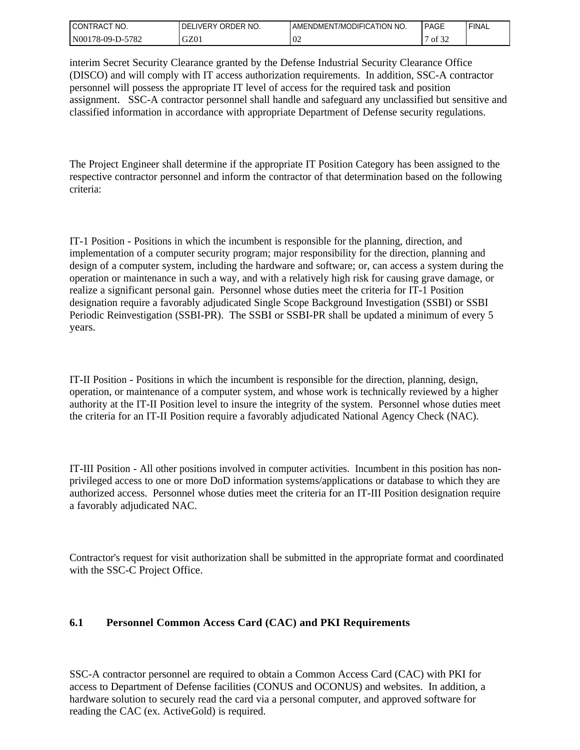interim Secret Security Clearance granted by the Defense Industrial Security Clearance Office (DISCO) and will comply with IT access authorization requirements. In addition, SSC-A contractor personnel will possess the appropriate IT level of access for the required task and position assignment. SSC-A contractor personnel shall handle and safeguard any unclassified but sensitive and classified information in accordance with appropriate Department of Defense security regulations.

The Project Engineer shall determine if the appropriate IT Position Category has been assigned to the respective contractor personnel and inform the contractor of that determination based on the following criteria:

IT-1 Position - Positions in which the incumbent is responsible for the planning, direction, and implementation of a computer security program; major responsibility for the direction, planning and design of a computer system, including the hardware and software; or, can access a system during the operation or maintenance in such a way, and with a relatively high risk for causing grave damage, or realize a significant personal gain. Personnel whose duties meet the criteria for IT-1 Position designation require a favorably adjudicated Single Scope Background Investigation (SSBI) or SSBI Periodic Reinvestigation (SSBI-PR). The SSBI or SSBI-PR shall be updated a minimum of every 5 years.

IT-II Position - Positions in which the incumbent is responsible for the direction, planning, design, operation, or maintenance of a computer system, and whose work is technically reviewed by a higher authority at the IT-II Position level to insure the integrity of the system. Personnel whose duties meet the criteria for an IT-II Position require a favorably adjudicated National Agency Check (NAC).

IT-III Position - All other positions involved in computer activities. Incumbent in this position has non-privileged access to one or more DoD information systems/applications or database to which they are authorized access. Personnel whose duties meet the criteria for an IT-III Position designation require a favorably adjudicated NAC.

Contractor's request for visit authorization shall be submitted in the appropriate format and coordinated with the SSC-C Project Office.

## 6.1 Personnel Common Access Card (CAC) and PKI Requirements

SSC-A contractor personnel are required to obtain a Common Access Card (CAC) with PKI for access to Department of Defense facilities (CONUS and OCONUS) and websites. In addition, a hardware solution to securely read the card via a personal computer, and approved software for reading the CAC (ex. ActiveGold) is required.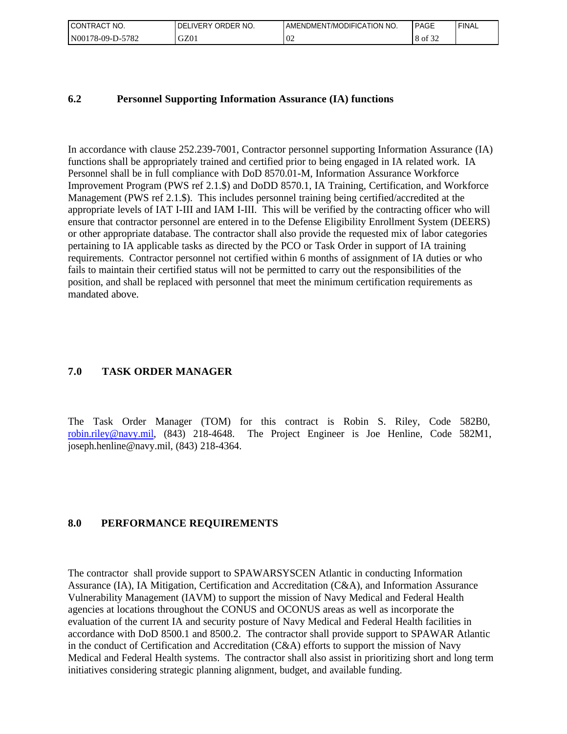### 6.2 Personnel Supporting Information Assurance (IA) functions

In accordance with clause 252.239-7001, Contractor personnel supporting Information Assurance (IA) functions shall be appropriately trained and certified prior to being engaged in IA related work. IA Personnel shall be in full compliance with DoD 8570.01-M, Information Assurance Workforce Improvement Program (PWS ref 2.1.$) and DoDD 8570.1, IA Training, Certification, and Workforce Management (PWS ref 2.1.$). This includes personnel training being certified/accredited at the appropriate levels of IAT I-III and IAM I-III. This will be verified by the contracting officer who will ensure that contractor personnel are entered in to the Defense Eligibility Enrollment System (DEERS) or other appropriate database. The contractor shall also provide the requested mix of labor categories pertaining to IA applicable tasks as directed by the PCO or Task Order in support of IA training requirements. Contractor personnel not certified within 6 months of assignment of IA duties or who fails to maintain their certified status will not be permitted to carry out the responsibilities of the position, and shall be replaced with personnel that meet the minimum certification requirements as mandated above.

## 7.0 TASK ORDER MANAGER

The Task Order Manager (TOM) for this contract is Robin S. Riley, Code 582B0, robin.riley@navy.mil, (843) 218-4648. The Project Engineer is Joe Henline, Code 582M1, joseph.henline@navy.mil, (843) 218-4364.

## 8.0 PERFORMANCE REQUIREMENTS

The contractor shall provide support to SPAWARSYSCEN Atlantic in conducting Information Assurance (IA), IA Mitigation, Certification and Accreditation (C&A), and Information Assurance Vulnerability Management (IAVM) to support the mission of Navy Medical and Federal Health agencies at locations throughout the CONUS and OCONUS areas as well as incorporate the evaluation of the current IA and security posture of Navy Medical and Federal Health facilities in accordance with DoD 8500.1 and 8500.2. The contractor shall provide support to SPAWAR Atlantic in the conduct of Certification and Accreditation (C&A) efforts to support the mission of Navy Medical and Federal Health systems. The contractor shall also assist in prioritizing short and long term initiatives considering strategic planning alignment, budget, and available funding.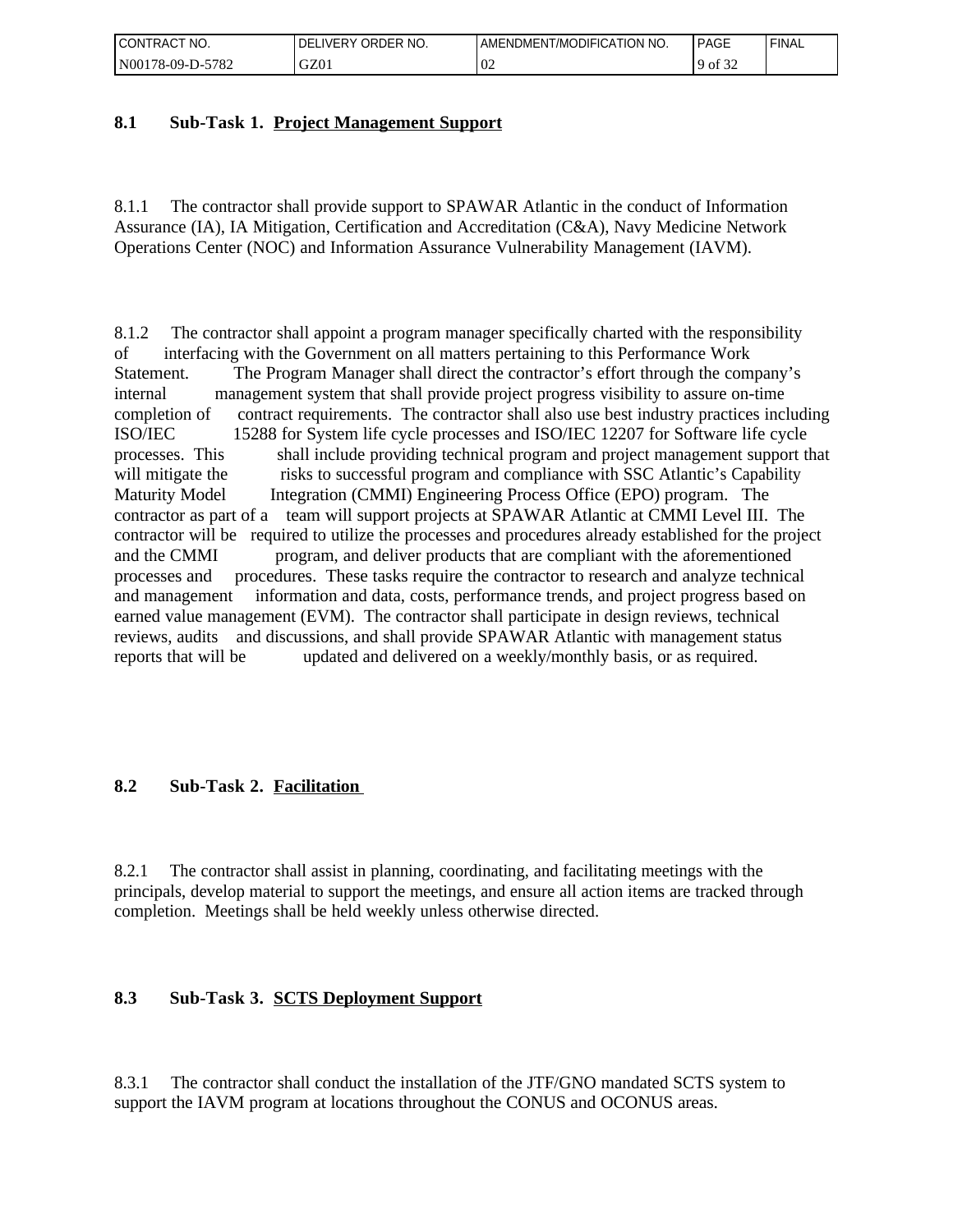### 8.1 Sub-Task 1. <u>Project Management Support</u>

8.1.1 The contractor shall provide support to SPAWAR Atlantic in the conduct of Information Assurance (IA), IA Mitigation, Certification and Accreditation (C&A), Navy Medicine Network Operations Center (NOC) and Information Assurance Vulnerability Management (IAVM).

8.1.2 The contractor shall appoint a program manager specifically charted with the responsibility of interfacing with the Government on all matters pertaining to this Performance Work Statement. The Program Manager shall direct the contractor's effort through the company's internal management system that shall provide project progress visibility to assure on-time completion of contract requirements. The contractor shall also use best industry practices including ISO/IEC 15288 for System life cycle processes and ISO/IEC 12207 for Software life cycle processes. This shall include providing technical program and project management support that will mitigate the risks to successful program and compliance with SSC Atlantic's Capability Maturity Model Integration (CMMI) Engineering Process Office (EPO) program. The contractor as part of a team will support projects at SPAWAR Atlantic at CMMI Level III. The contractor will be required to utilize the processes and procedures already established for the project and the CMMI program, and deliver products that are compliant with the aforementioned processes and procedures. These tasks require the contractor to research and analyze technical and management information and data, costs, performance trends, and project progress based on earned value management (EVM). The contractor shall participate in design reviews, technical reviews, audits and discussions, and shall provide SPAWAR Atlantic with management status reports that will be updated and delivered on a weekly/monthly basis, or as required.

### 8.2 Sub-Task 2. <u>Facilitation</u>

8.2.1 The contractor shall assist in planning, coordinating, and facilitating meetings with the principals, develop material to support the meetings, and ensure all action items are tracked through completion. Meetings shall be held weekly unless otherwise directed.

### 8.3 Sub-Task 3. <u>SCTS Deployment Support</u>

8.3.1 The contractor shall conduct the installation of the JTF/GNO mandated SCTS system to support the IAVM program at locations throughout the CONUS and OCONUS areas.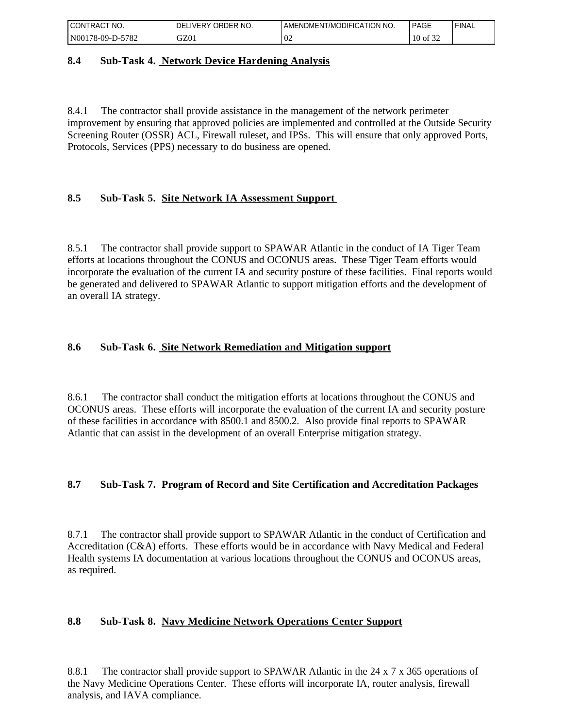### 8.4 Sub-Task 4. Network Device Hardening Analysis

8.4.1 The contractor shall provide assistance in the management of the network perimeter improvement by ensuring that approved policies are implemented and controlled at the Outside Security Screening Router (OSSR) ACL, Firewall ruleset, and IPSs. This will ensure that only approved Ports, Protocols, Services (PPS) necessary to do business are opened.

### 8.5 Sub-Task 5. Site Network IA Assessment Support

8.5.1 The contractor shall provide support to SPAWAR Atlantic in the conduct of IA Tiger Team efforts at locations throughout the CONUS and OCONUS areas. These Tiger Team efforts would incorporate the evaluation of the current IA and security posture of these facilities. Final reports would be generated and delivered to SPAWAR Atlantic to support mitigation efforts and the development of an overall IA strategy.

### 8.6 Sub-Task 6. Site Network Remediation and Mitigation support

8.6.1 The contractor shall conduct the mitigation efforts at locations throughout the CONUS and OCONUS areas. These efforts will incorporate the evaluation of the current IA and security posture of these facilities in accordance with 8500.1 and 8500.2. Also provide final reports to SPAWAR Atlantic that can assist in the development of an overall Enterprise mitigation strategy.

### 8.7 Sub-Task 7. Program of Record and Site Certification and Accreditation Packages

8.7.1 The contractor shall provide support to SPAWAR Atlantic in the conduct of Certification and Accreditation (C&A) efforts. These efforts would be in accordance with Navy Medical and Federal Health systems IA documentation at various locations throughout the CONUS and OCONUS areas, as required.

### 8.8 Sub-Task 8. Navy Medicine Network Operations Center Support

8.8.1 The contractor shall provide support to SPAWAR Atlantic in the 24 x 7 x 365 operations of the Navy Medicine Operations Center. These efforts will incorporate IA, router analysis, firewall analysis, and IAVA compliance.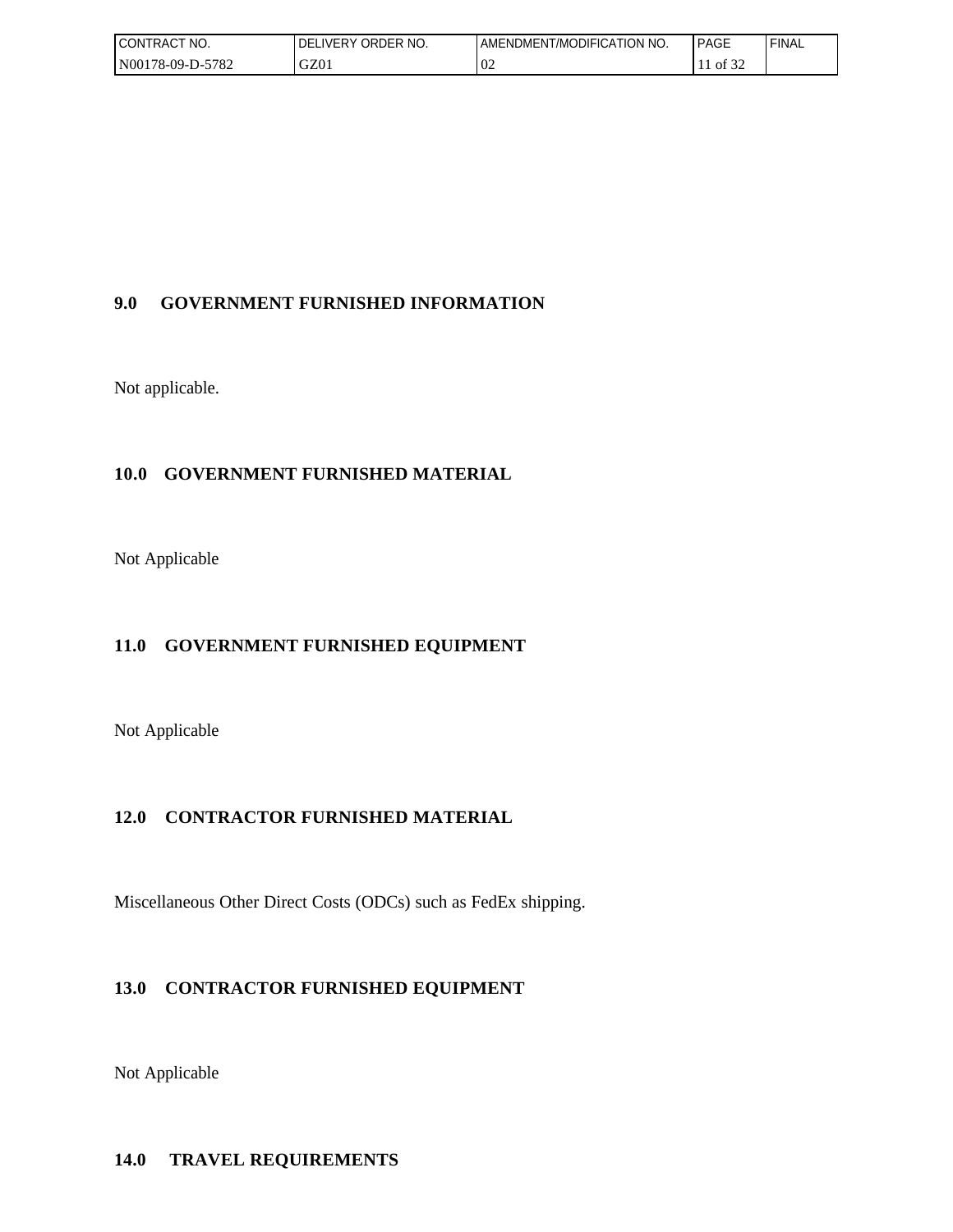## 9.0 GOVERNMENT FURNISHED INFORMATION

Not applicable.

## 10.0 GOVERNMENT FURNISHED MATERIAL

Not Applicable

## 11.0 GOVERNMENT FURNISHED EQUIPMENT

Not Applicable

## 12.0 CONTRACTOR FURNISHED MATERIAL

Miscellaneous Other Direct Costs (ODCs) such as FedEx shipping.

## 13.0 CONTRACTOR FURNISHED EQUIPMENT

Not Applicable

## 14.0 TRAVEL REQUIREMENTS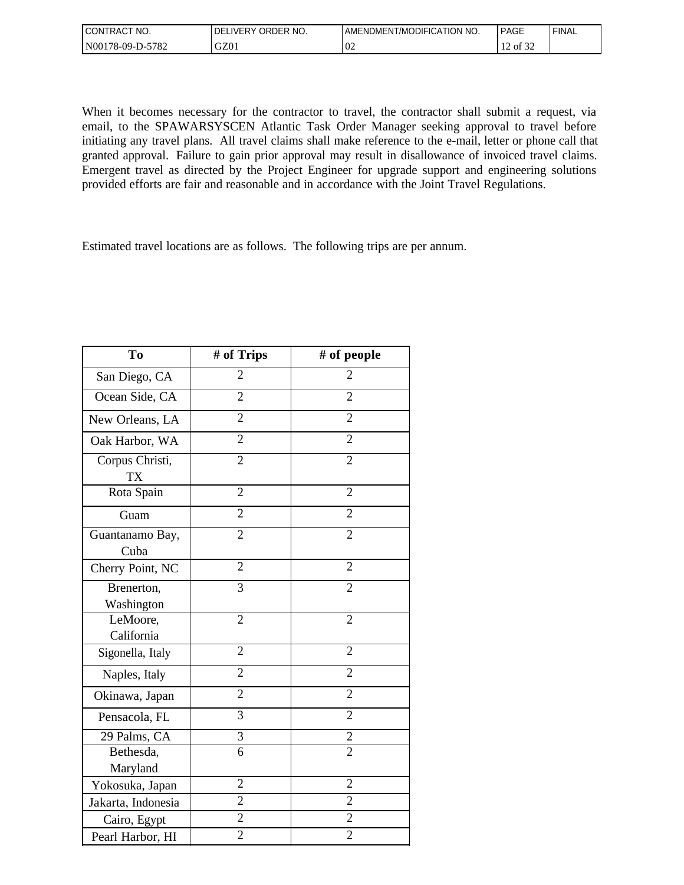When it becomes necessary for the contractor to travel, the contractor shall submit a request, via email, to the SPAWARSYSCEN Atlantic Task Order Manager seeking approval to travel before initiating any travel plans. All travel claims shall make reference to the e-mail, letter or phone call that granted approval. Failure to gain prior approval may result in disallowance of invoiced travel claims. Emergent travel as directed by the Project Engineer for upgrade support and engineering solutions provided efforts are fair and reasonable and in accordance with the Joint Travel Regulations.

Estimated travel locations are as follows. The following trips are per annum.

| To | # of Trips | # of people |
|---|---|---|
| San Diego, CA | 2 | 2 |
| Ocean Side, CA | 2 | 2 |
| New Orleans, LA | 2 | 2 |
| Oak Harbor, WA | 2 | 2 |
| Corpus Christi, TX | 2 | 2 |
| Rota Spain | 2 | 2 |
| Guam | 2 | 2 |
| Guantanamo Bay, Cuba | 2 | 2 |
| Cherry Point, NC | 2 | 2 |
| Brenerton, Washington | 3 | 2 |
| LeMoore, California | 2 | 2 |
| Sigonella, Italy | 2 | 2 |
| Naples, Italy | 2 | 2 |
| Okinawa, Japan | 2 | 2 |
| Pensacola, FL | 3 | 2 |
| 29 Palms, CA | 3 | 2 |
| Bethesda, Maryland | 6 | 2 |
| Yokosuka, Japan | 2 | 2 |
| Jakarta, Indonesia | 2 | 2 |
| Cairo, Egypt | 2 | 2 |
| Pearl Harbor, HI | 2 | 2 |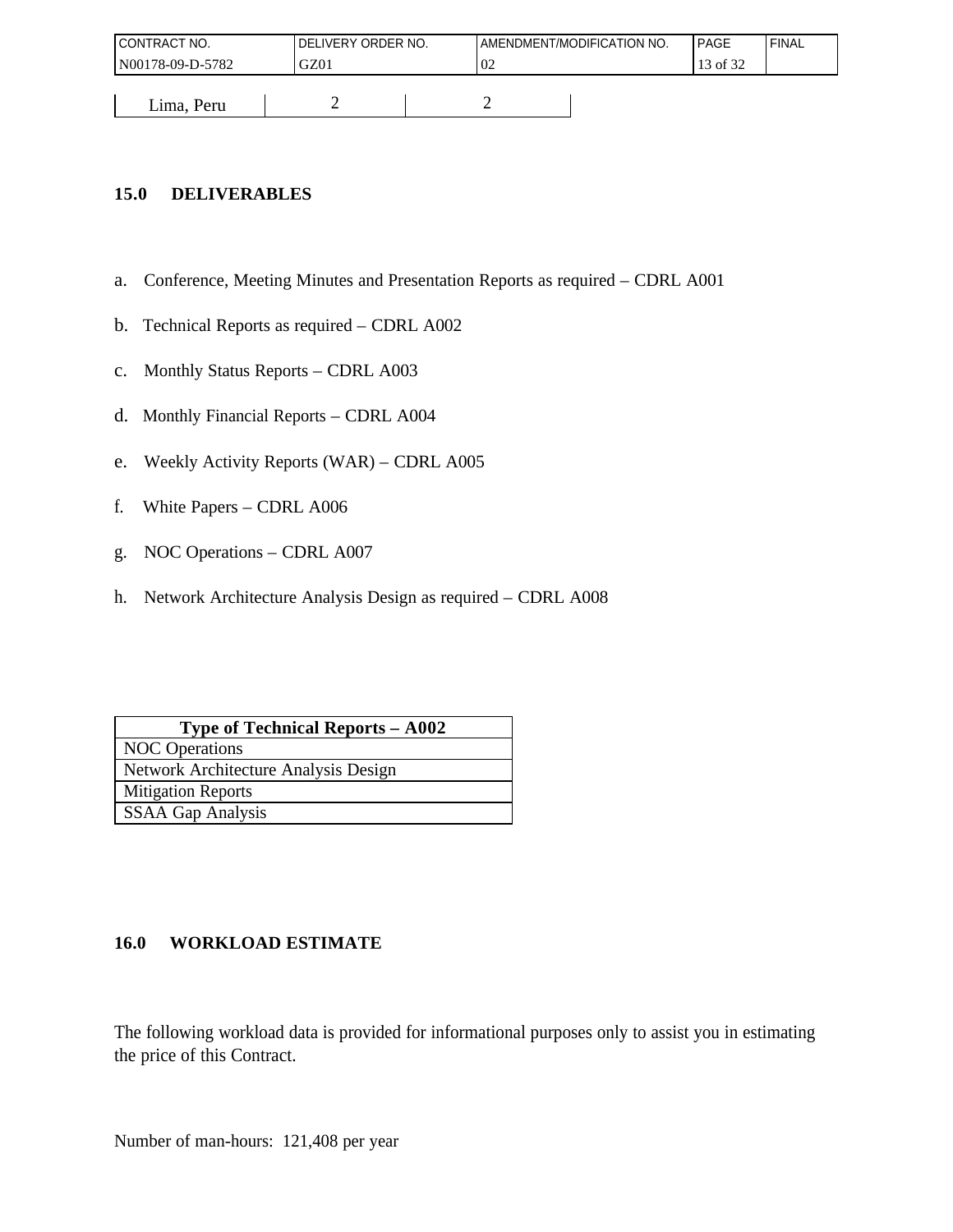| Lima, Peru | 2 | 2 |
|---|---|---|

## 15.0 DELIVERABLES

a. Conference, Meeting Minutes and Presentation Reports as required – CDRL A001

b. Technical Reports as required – CDRL A002

c. Monthly Status Reports – CDRL A003

d. Monthly Financial Reports – CDRL A004

e. Weekly Activity Reports (WAR) – CDRL A005

f. White Papers – CDRL A006

g. NOC Operations – CDRL A007

h. Network Architecture Analysis Design as required – CDRL A008

| Type of Technical Reports – A002 |
|---|
| NOC Operations |
| Network Architecture Analysis Design |
| Mitigation Reports |
| SSAA Gap Analysis |

## 16.0 WORKLOAD ESTIMATE

The following workload data is provided for informational purposes only to assist you in estimating the price of this Contract.

Number of man-hours: 121,408 per year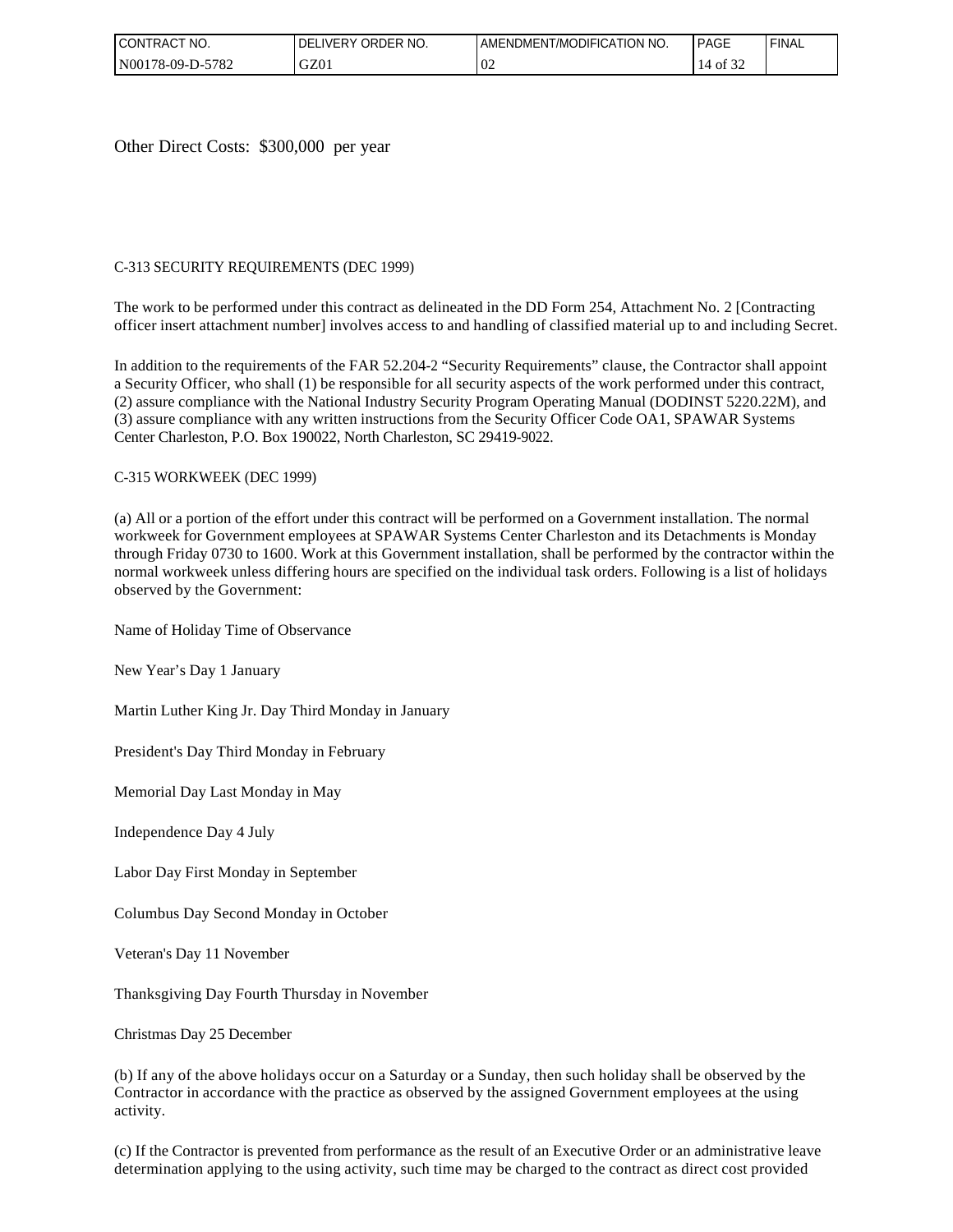Other Direct Costs: $300,000 per year

C-313 SECURITY REQUIREMENTS (DEC 1999)

The work to be performed under this contract as delineated in the DD Form 254, Attachment No. 2 [Contracting officer insert attachment number] involves access to and handling of classified material up to and including Secret.

In addition to the requirements of the FAR 52.204-2 "Security Requirements" clause, the Contractor shall appoint a Security Officer, who shall (1) be responsible for all security aspects of the work performed under this contract, (2) assure compliance with the National Industry Security Program Operating Manual (DODINST 5220.22M), and (3) assure compliance with any written instructions from the Security Officer Code OA1, SPAWAR Systems Center Charleston, P.O. Box 190022, North Charleston, SC 29419-9022.

C-315 WORKWEEK (DEC 1999)

(a) All or a portion of the effort under this contract will be performed on a Government installation. The normal workweek for Government employees at SPAWAR Systems Center Charleston and its Detachments is Monday through Friday 0730 to 1600. Work at this Government installation, shall be performed by the contractor within the normal workweek unless differing hours are specified on the individual task orders. Following is a list of holidays observed by the Government:

Name of Holiday Time of Observance

New Year's Day 1 January

Martin Luther King Jr. Day Third Monday in January

President's Day Third Monday in February

Memorial Day Last Monday in May

Independence Day 4 July

Labor Day First Monday in September

Columbus Day Second Monday in October

Veteran's Day 11 November

Thanksgiving Day Fourth Thursday in November

Christmas Day 25 December

(b) If any of the above holidays occur on a Saturday or a Sunday, then such holiday shall be observed by the Contractor in accordance with the practice as observed by the assigned Government employees at the using activity.

(c) If the Contractor is prevented from performance as the result of an Executive Order or an administrative leave determination applying to the using activity, such time may be charged to the contract as direct cost provided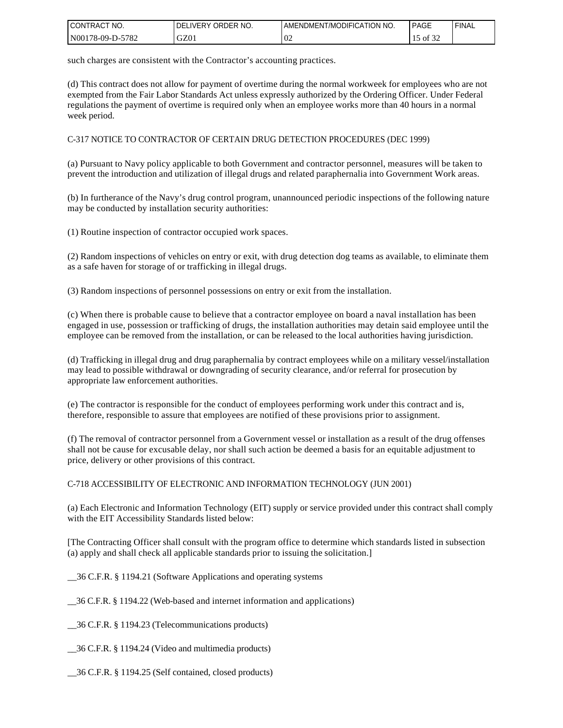such charges are consistent with the Contractor's accounting practices.

(d) This contract does not allow for payment of overtime during the normal workweek for employees who are not exempted from the Fair Labor Standards Act unless expressly authorized by the Ordering Officer. Under Federal regulations the payment of overtime is required only when an employee works more than 40 hours in a normal week period.

C-317 NOTICE TO CONTRACTOR OF CERTAIN DRUG DETECTION PROCEDURES (DEC 1999)

(a) Pursuant to Navy policy applicable to both Government and contractor personnel, measures will be taken to prevent the introduction and utilization of illegal drugs and related paraphernalia into Government Work areas.

(b) In furtherance of the Navy's drug control program, unannounced periodic inspections of the following nature may be conducted by installation security authorities:

(1) Routine inspection of contractor occupied work spaces.

(2) Random inspections of vehicles on entry or exit, with drug detection dog teams as available, to eliminate them as a safe haven for storage of or trafficking in illegal drugs.

(3) Random inspections of personnel possessions on entry or exit from the installation.

(c) When there is probable cause to believe that a contractor employee on board a naval installation has been engaged in use, possession or trafficking of drugs, the installation authorities may detain said employee until the employee can be removed from the installation, or can be released to the local authorities having jurisdiction.

(d) Trafficking in illegal drug and drug paraphernalia by contract employees while on a military vessel/installation may lead to possible withdrawal or downgrading of security clearance, and/or referral for prosecution by appropriate law enforcement authorities.

(e) The contractor is responsible for the conduct of employees performing work under this contract and is, therefore, responsible to assure that employees are notified of these provisions prior to assignment.

(f) The removal of contractor personnel from a Government vessel or installation as a result of the drug offenses shall not be cause for excusable delay, nor shall such action be deemed a basis for an equitable adjustment to price, delivery or other provisions of this contract.

C-718 ACCESSIBILITY OF ELECTRONIC AND INFORMATION TECHNOLOGY (JUN 2001)

(a) Each Electronic and Information Technology (EIT) supply or service provided under this contract shall comply with the EIT Accessibility Standards listed below:

[The Contracting Officer shall consult with the program office to determine which standards listed in subsection (a) apply and shall check all applicable standards prior to issuing the solicitation.]

__36 C.F.R. § 1194.21 (Software Applications and operating systems

__36 C.F.R. § 1194.22 (Web-based and internet information and applications)

__36 C.F.R. § 1194.23 (Telecommunications products)

__36 C.F.R. § 1194.24 (Video and multimedia products)

__36 C.F.R. § 1194.25 (Self contained, closed products)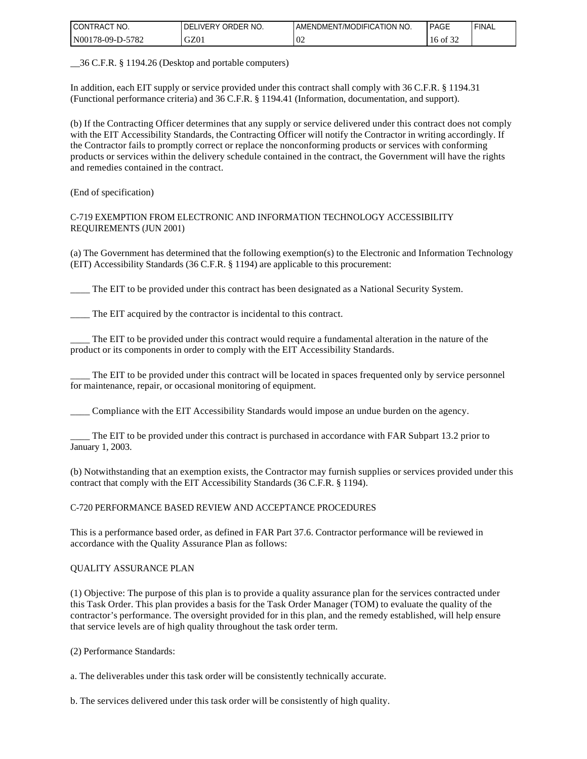__36 C.F.R. § 1194.26 (Desktop and portable computers)

In addition, each EIT supply or service provided under this contract shall comply with 36 C.F.R. § 1194.31 (Functional performance criteria) and 36 C.F.R. § 1194.41 (Information, documentation, and support).

(b) If the Contracting Officer determines that any supply or service delivered under this contract does not comply with the EIT Accessibility Standards, the Contracting Officer will notify the Contractor in writing accordingly. If the Contractor fails to promptly correct or replace the nonconforming products or services with conforming products or services within the delivery schedule contained in the contract, the Government will have the rights and remedies contained in the contract.

(End of specification)

C-719 EXEMPTION FROM ELECTRONIC AND INFORMATION TECHNOLOGY ACCESSIBILITY REQUIREMENTS (JUN 2001)

(a) The Government has determined that the following exemption(s) to the Electronic and Information Technology (EIT) Accessibility Standards (36 C.F.R. § 1194) are applicable to this procurement:

____ The EIT to be provided under this contract has been designated as a National Security System.

____ The EIT acquired by the contractor is incidental to this contract.

____ The EIT to be provided under this contract would require a fundamental alteration in the nature of the product or its components in order to comply with the EIT Accessibility Standards.

____ The EIT to be provided under this contract will be located in spaces frequented only by service personnel for maintenance, repair, or occasional monitoring of equipment.

____ Compliance with the EIT Accessibility Standards would impose an undue burden on the agency.

____ The EIT to be provided under this contract is purchased in accordance with FAR Subpart 13.2 prior to January 1, 2003.

(b) Notwithstanding that an exemption exists, the Contractor may furnish supplies or services provided under this contract that comply with the EIT Accessibility Standards (36 C.F.R. § 1194).

C-720 PERFORMANCE BASED REVIEW AND ACCEPTANCE PROCEDURES

This is a performance based order, as defined in FAR Part 37.6. Contractor performance will be reviewed in accordance with the Quality Assurance Plan as follows:

QUALITY ASSURANCE PLAN

(1) Objective: The purpose of this plan is to provide a quality assurance plan for the services contracted under this Task Order. This plan provides a basis for the Task Order Manager (TOM) to evaluate the quality of the contractor's performance. The oversight provided for in this plan, and the remedy established, will help ensure that service levels are of high quality throughout the task order term.

(2) Performance Standards:

a. The deliverables under this task order will be consistently technically accurate.

b. The services delivered under this task order will be consistently of high quality.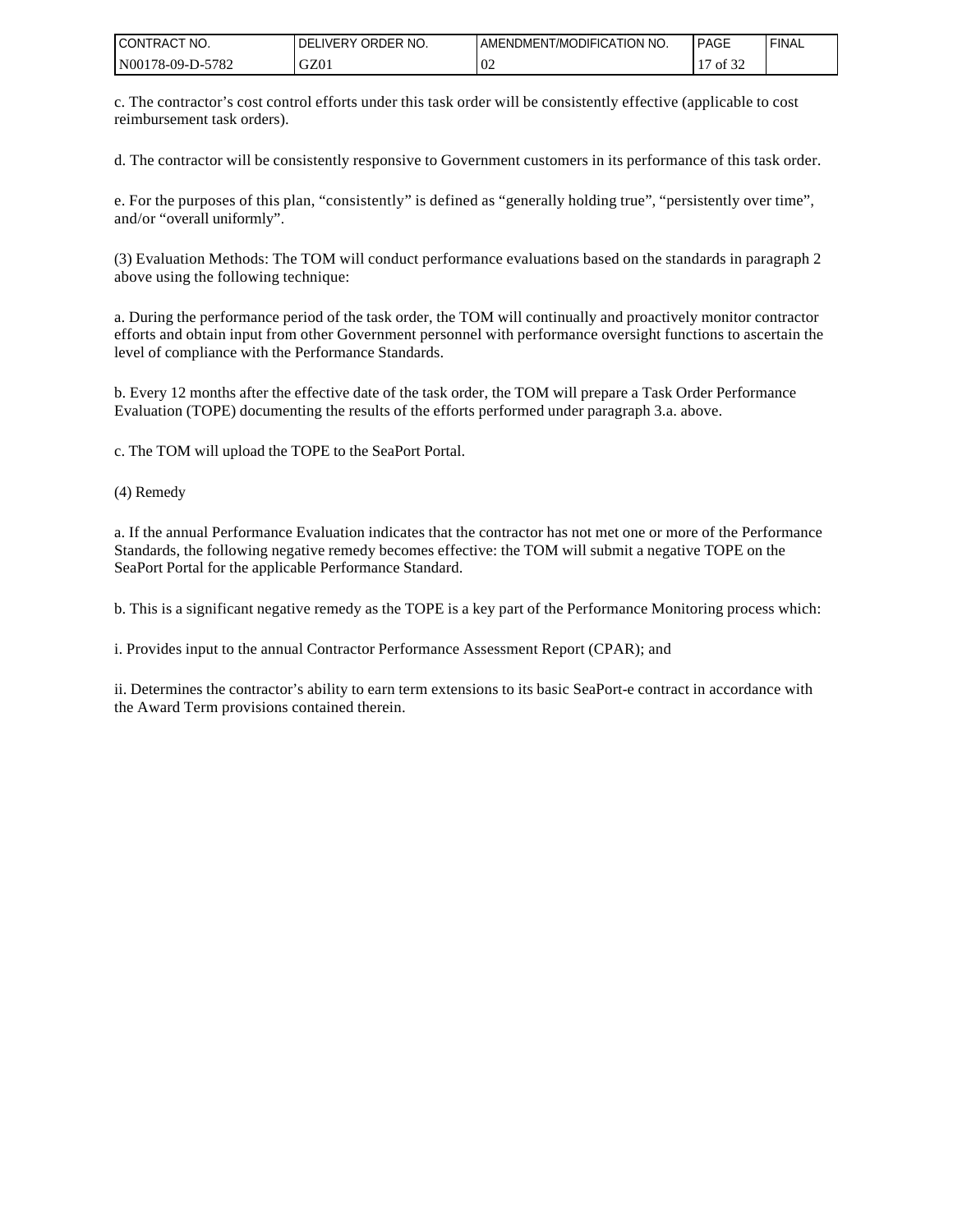c. The contractor's cost control efforts under this task order will be consistently effective (applicable to cost reimbursement task orders).

d. The contractor will be consistently responsive to Government customers in its performance of this task order.

e. For the purposes of this plan, "consistently" is defined as "generally holding true", "persistently over time", and/or "overall uniformly".

(3) Evaluation Methods: The TOM will conduct performance evaluations based on the standards in paragraph 2 above using the following technique:

a. During the performance period of the task order, the TOM will continually and proactively monitor contractor efforts and obtain input from other Government personnel with performance oversight functions to ascertain the level of compliance with the Performance Standards.

b. Every 12 months after the effective date of the task order, the TOM will prepare a Task Order Performance Evaluation (TOPE) documenting the results of the efforts performed under paragraph 3.a. above.

c. The TOM will upload the TOPE to the SeaPort Portal.

(4) Remedy

a. If the annual Performance Evaluation indicates that the contractor has not met one or more of the Performance Standards, the following negative remedy becomes effective: the TOM will submit a negative TOPE on the SeaPort Portal for the applicable Performance Standard.

b. This is a significant negative remedy as the TOPE is a key part of the Performance Monitoring process which:

i. Provides input to the annual Contractor Performance Assessment Report (CPAR); and

ii. Determines the contractor's ability to earn term extensions to its basic SeaPort-e contract in accordance with the Award Term provisions contained therein.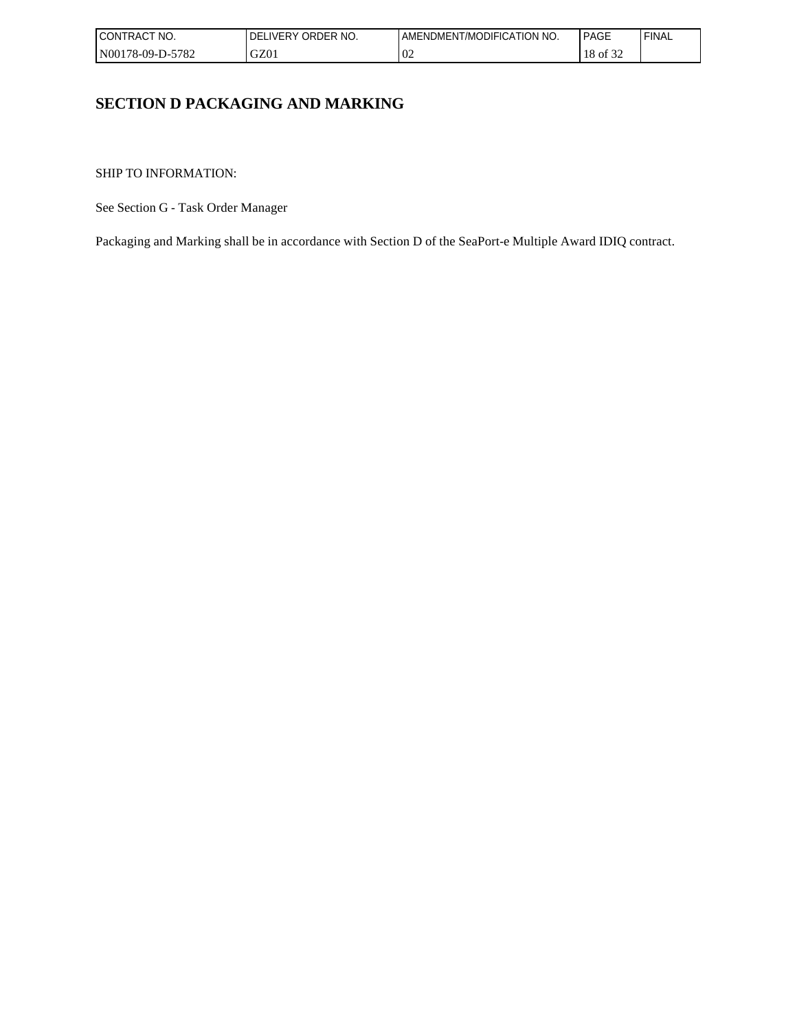# SECTION D PACKAGING AND MARKING

SHIP TO INFORMATION:

See Section G - Task Order Manager

Packaging and Marking shall be in accordance with Section D of the SeaPort-e Multiple Award IDIQ contract.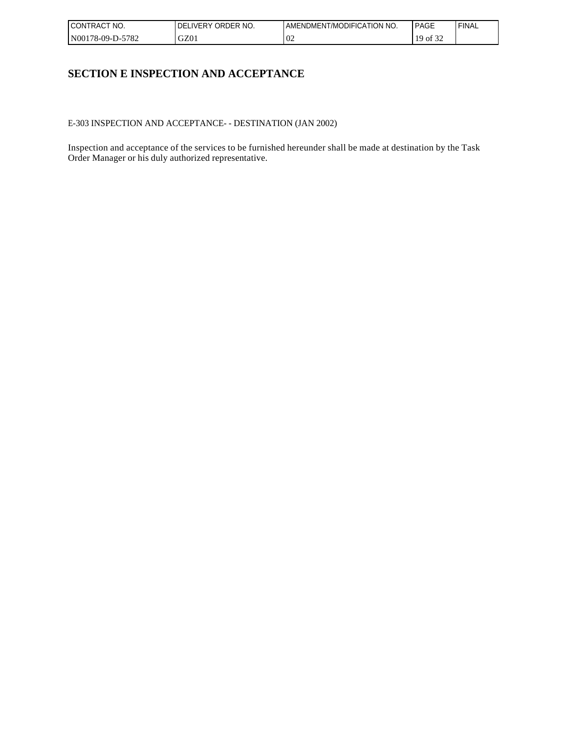# SECTION E INSPECTION AND ACCEPTANCE

E-303 INSPECTION AND ACCEPTANCE- - DESTINATION (JAN 2002)

Inspection and acceptance of the services to be furnished hereunder shall be made at destination by the Task Order Manager or his duly authorized representative.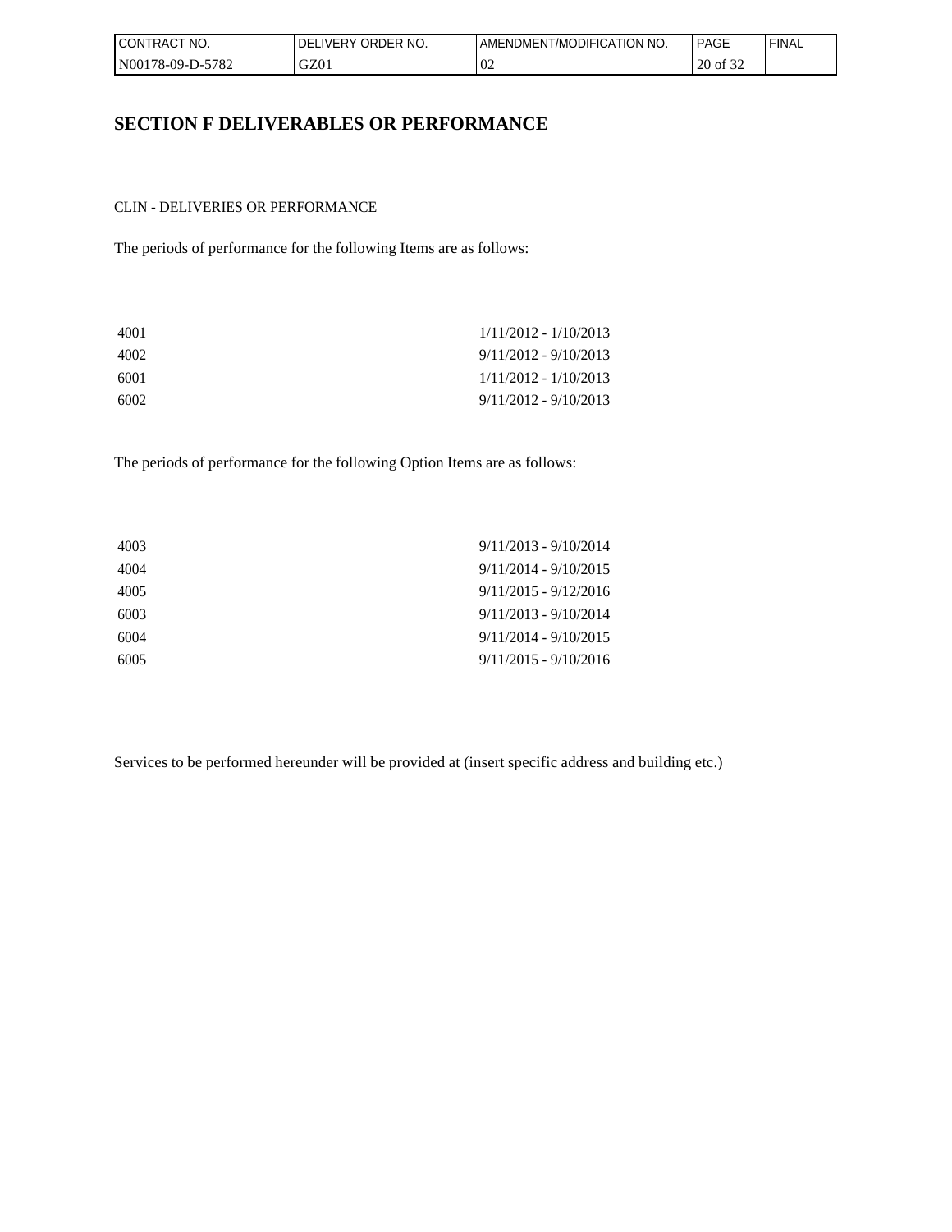# SECTION F DELIVERABLES OR PERFORMANCE

CLIN - DELIVERIES OR PERFORMANCE

The periods of performance for the following Items are as follows:

| | |
|---|---|
| 4001 | 1/11/2012 - 1/10/2013 |
| 4002 | 9/11/2012 - 9/10/2013 |
| 6001 | 1/11/2012 - 1/10/2013 |
| 6002 | 9/11/2012 - 9/10/2013 |

The periods of performance for the following Option Items are as follows:

| | |
|---|---|
| 4003 | 9/11/2013 - 9/10/2014 |
| 4004 | 9/11/2014 - 9/10/2015 |
| 4005 | 9/11/2015 - 9/12/2016 |
| 6003 | 9/11/2013 - 9/10/2014 |
| 6004 | 9/11/2014 - 9/10/2015 |
| 6005 | 9/11/2015 - 9/10/2016 |

Services to be performed hereunder will be provided at (insert specific address and building etc.)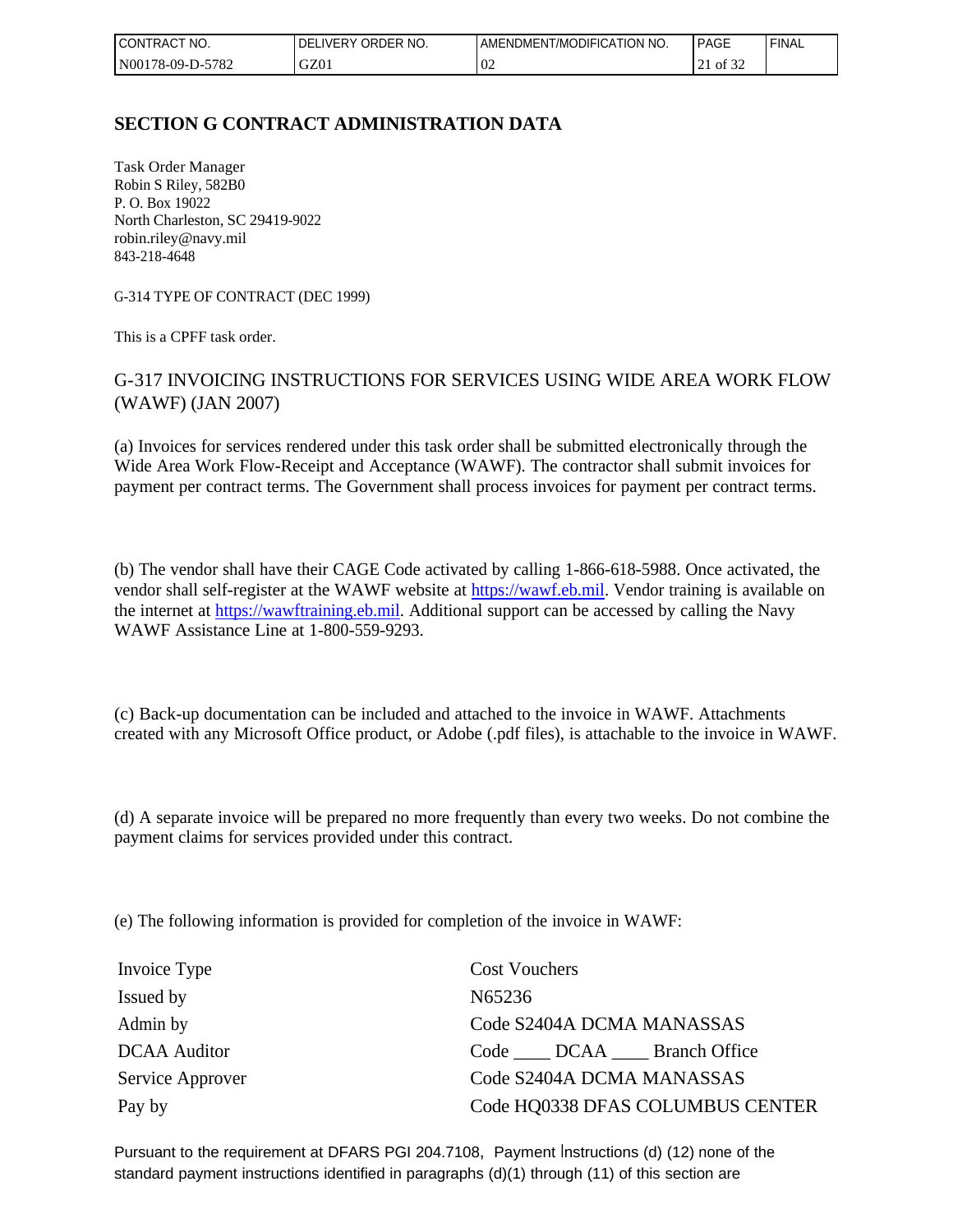## SECTION G CONTRACT ADMINISTRATION DATA

Task Order Manager
Robin S Riley, 582B0
P. O. Box 19022
North Charleston, SC 29419-9022
robin.riley@navy.mil
843-218-4648

G-314 TYPE OF CONTRACT (DEC 1999)

This is a CPFF task order.

### G-317 INVOICING INSTRUCTIONS FOR SERVICES USING WIDE AREA WORK FLOW (WAWF) (JAN 2007)

(a) Invoices for services rendered under this task order shall be submitted electronically through the Wide Area Work Flow-Receipt and Acceptance (WAWF). The contractor shall submit invoices for payment per contract terms. The Government shall process invoices for payment per contract terms.

(b) The vendor shall have their CAGE Code activated by calling 1-866-618-5988. Once activated, the vendor shall self-register at the WAWF website at https://wawf.eb.mil. Vendor training is available on the internet at https://wawftraining.eb.mil. Additional support can be accessed by calling the Navy WAWF Assistance Line at 1-800-559-9293.

(c) Back-up documentation can be included and attached to the invoice in WAWF. Attachments created with any Microsoft Office product, or Adobe (.pdf files), is attachable to the invoice in WAWF.

(d) A separate invoice will be prepared no more frequently than every two weeks. Do not combine the payment claims for services provided under this contract.

(e) The following information is provided for completion of the invoice in WAWF:

| | |
|---|---|
| Invoice Type | Cost Vouchers |
| Issued by | N65236 |
| Admin by | Code S2404A DCMA MANASSAS |
| DCAA Auditor | Code ____ DCAA ____ Branch Office |
| Service Approver | Code S2404A DCMA MANASSAS |
| Pay by | Code HQ0338 DFAS COLUMBUS CENTER |

Pursuant to the requirement at DFARS PGI 204.7108, Payment Instructions (d) (12) none of the standard payment instructions identified in paragraphs (d)(1) through (11) of this section are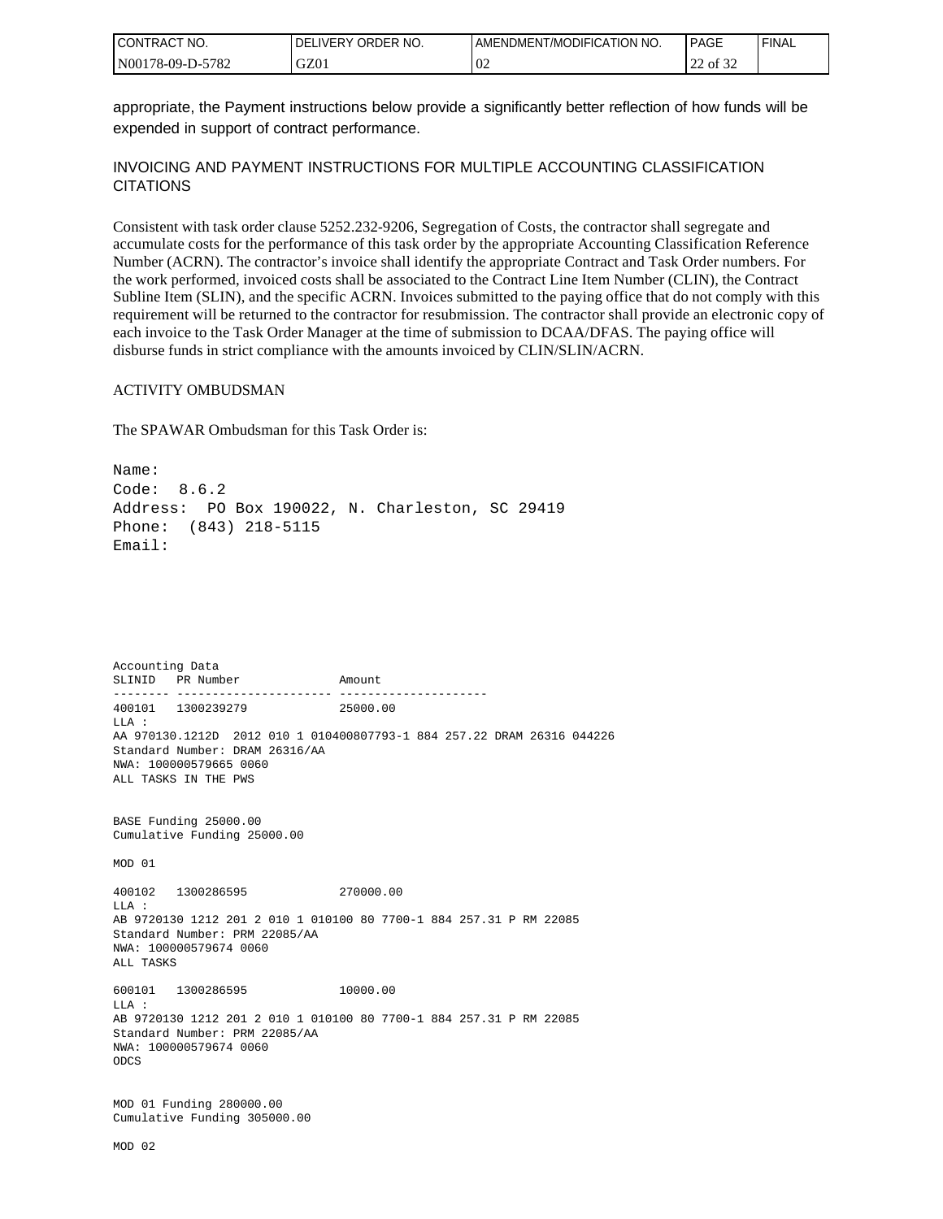appropriate, the Payment instructions below provide a significantly better reflection of how funds will be expended in support of contract performance.

## INVOICING AND PAYMENT INSTRUCTIONS FOR MULTIPLE ACCOUNTING CLASSIFICATION CITATIONS

Consistent with task order clause 5252.232-9206, Segregation of Costs, the contractor shall segregate and accumulate costs for the performance of this task order by the appropriate Accounting Classification Reference Number (ACRN). The contractor's invoice shall identify the appropriate Contract and Task Order numbers. For the work performed, invoiced costs shall be associated to the Contract Line Item Number (CLIN), the Contract Subline Item (SLIN), and the specific ACRN. Invoices submitted to the paying office that do not comply with this requirement will be returned to the contractor for resubmission. The contractor shall provide an electronic copy of each invoice to the Task Order Manager at the time of submission to DCAA/DFAS. The paying office will disburse funds in strict compliance with the amounts invoiced by CLIN/SLIN/ACRN.

## ACTIVITY OMBUDSMAN

The SPAWAR Ombudsman for this Task Order is:

```
Name:
Code:  8.6.2
Address:  PO Box 190022, N. Charleston, SC 29419
Phone:  (843) 218-5115
Email:
```

```
Accounting Data
SLINID   PR Number              Amount
-------- ---------------------- ---------------------
400101   1300239279             25000.00
LLA :
AA 970130.1212D  2012 010 1 010400807793-1 884 257.22 DRAM 26316 044226
Standard Number: DRAM 26316/AA
NWA: 100000579665 0060
ALL TASKS IN THE PWS


BASE Funding 25000.00
Cumulative Funding 25000.00

MOD 01

400102   1300286595             270000.00
LLA :
AB 9720130 1212 201 2 010 1 010100 80 7700-1 884 257.31 P RM 22085
Standard Number: PRM 22085/AA
NWA: 100000579674 0060
ALL TASKS

600101   1300286595             10000.00
LLA :
AB 9720130 1212 201 2 010 1 010100 80 7700-1 884 257.31 P RM 22085
Standard Number: PRM 22085/AA
NWA: 100000579674 0060
ODCS


MOD 01 Funding 280000.00
Cumulative Funding 305000.00

MOD 02
```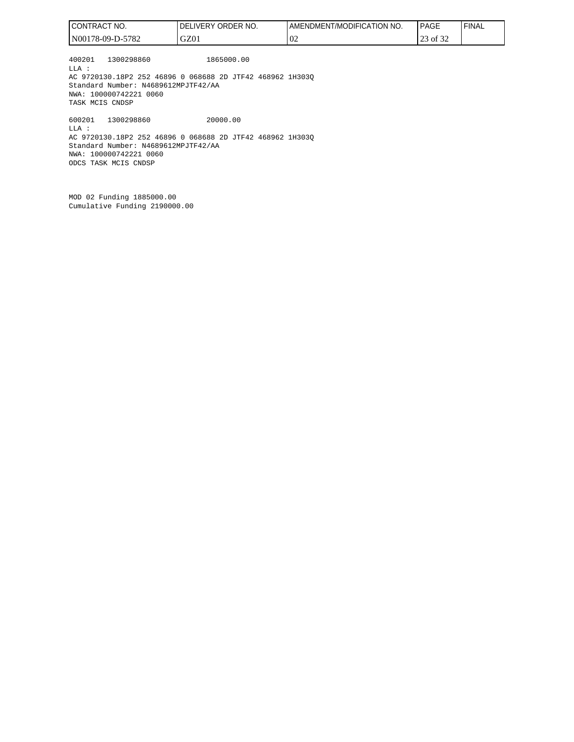```
400201   1300298860              1865000.00
LLA :
AC 9720130.18P2 252 46896 0 068688 2D JTF42 468962 1H303Q
Standard Number: N4689612MPJTF42/AA
NWA: 100000742221 0060
TASK MCIS CNDSP

600201   1300298860              20000.00
LLA :
AC 9720130.18P2 252 46896 0 068688 2D JTF42 468962 1H303Q
Standard Number: N4689612MPJTF42/AA
NWA: 100000742221 0060
ODCS TASK MCIS CNDSP


MOD 02 Funding 1885000.00
Cumulative Funding 2190000.00
```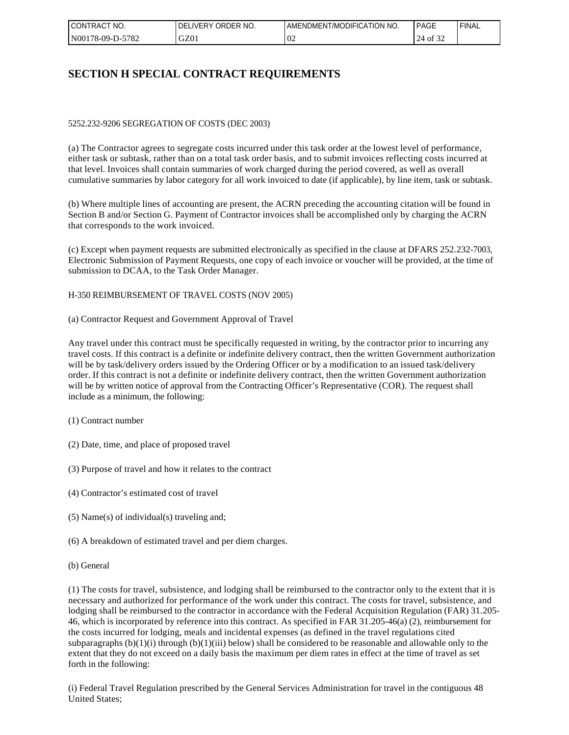# SECTION H SPECIAL CONTRACT REQUIREMENTS

5252.232-9206 SEGREGATION OF COSTS (DEC 2003)

(a) The Contractor agrees to segregate costs incurred under this task order at the lowest level of performance, either task or subtask, rather than on a total task order basis, and to submit invoices reflecting costs incurred at that level. Invoices shall contain summaries of work charged during the period covered, as well as overall cumulative summaries by labor category for all work invoiced to date (if applicable), by line item, task or subtask.

(b) Where multiple lines of accounting are present, the ACRN preceding the accounting citation will be found in Section B and/or Section G. Payment of Contractor invoices shall be accomplished only by charging the ACRN that corresponds to the work invoiced.

(c) Except when payment requests are submitted electronically as specified in the clause at DFARS 252.232-7003, Electronic Submission of Payment Requests, one copy of each invoice or voucher will be provided, at the time of submission to DCAA, to the Task Order Manager.

H-350 REIMBURSEMENT OF TRAVEL COSTS (NOV 2005)

(a) Contractor Request and Government Approval of Travel

Any travel under this contract must be specifically requested in writing, by the contractor prior to incurring any travel costs. If this contract is a definite or indefinite delivery contract, then the written Government authorization will be by task/delivery orders issued by the Ordering Officer or by a modification to an issued task/delivery order. If this contract is not a definite or indefinite delivery contract, then the written Government authorization will be by written notice of approval from the Contracting Officer's Representative (COR). The request shall include as a minimum, the following:

(1) Contract number

(2) Date, time, and place of proposed travel

(3) Purpose of travel and how it relates to the contract

(4) Contractor's estimated cost of travel

(5) Name(s) of individual(s) traveling and;

(6) A breakdown of estimated travel and per diem charges.

(b) General

(1) The costs for travel, subsistence, and lodging shall be reimbursed to the contractor only to the extent that it is necessary and authorized for performance of the work under this contract. The costs for travel, subsistence, and lodging shall be reimbursed to the contractor in accordance with the Federal Acquisition Regulation (FAR) 31.205-46, which is incorporated by reference into this contract. As specified in FAR 31.205-46(a) (2), reimbursement for the costs incurred for lodging, meals and incidental expenses (as defined in the travel regulations cited subparagraphs (b)(1)(i) through (b)(1)(iii) below) shall be considered to be reasonable and allowable only to the extent that they do not exceed on a daily basis the maximum per diem rates in effect at the time of travel as set forth in the following:

(i) Federal Travel Regulation prescribed by the General Services Administration for travel in the contiguous 48 United States;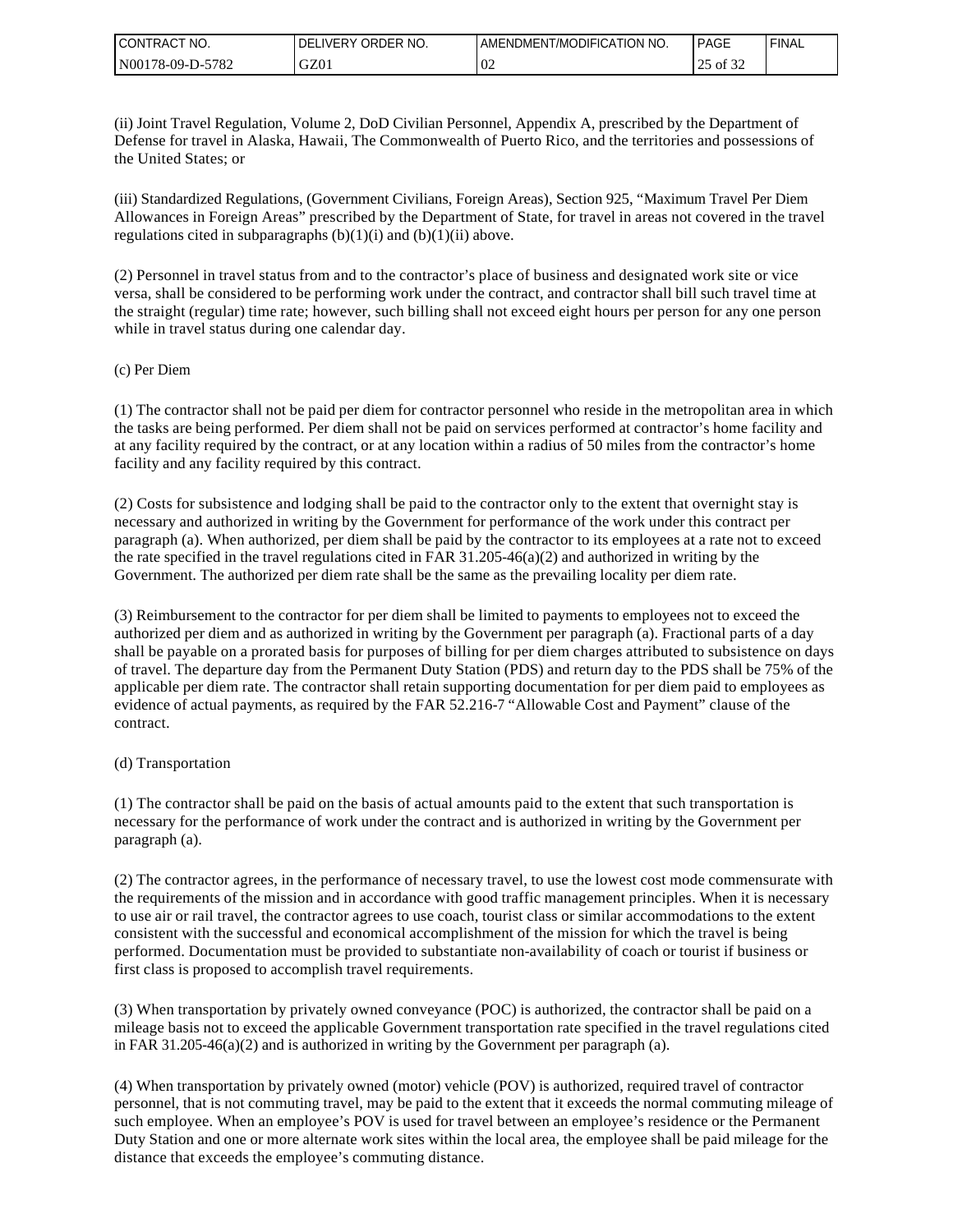(ii) Joint Travel Regulation, Volume 2, DoD Civilian Personnel, Appendix A, prescribed by the Department of Defense for travel in Alaska, Hawaii, The Commonwealth of Puerto Rico, and the territories and possessions of the United States; or

(iii) Standardized Regulations, (Government Civilians, Foreign Areas), Section 925, "Maximum Travel Per Diem Allowances in Foreign Areas" prescribed by the Department of State, for travel in areas not covered in the travel regulations cited in subparagraphs (b)(1)(i) and (b)(1)(ii) above.

(2) Personnel in travel status from and to the contractor's place of business and designated work site or vice versa, shall be considered to be performing work under the contract, and contractor shall bill such travel time at the straight (regular) time rate; however, such billing shall not exceed eight hours per person for any one person while in travel status during one calendar day.

(c) Per Diem

(1) The contractor shall not be paid per diem for contractor personnel who reside in the metropolitan area in which the tasks are being performed. Per diem shall not be paid on services performed at contractor's home facility and at any facility required by the contract, or at any location within a radius of 50 miles from the contractor's home facility and any facility required by this contract.

(2) Costs for subsistence and lodging shall be paid to the contractor only to the extent that overnight stay is necessary and authorized in writing by the Government for performance of the work under this contract per paragraph (a). When authorized, per diem shall be paid by the contractor to its employees at a rate not to exceed the rate specified in the travel regulations cited in FAR 31.205-46(a)(2) and authorized in writing by the Government. The authorized per diem rate shall be the same as the prevailing locality per diem rate.

(3) Reimbursement to the contractor for per diem shall be limited to payments to employees not to exceed the authorized per diem and as authorized in writing by the Government per paragraph (a). Fractional parts of a day shall be payable on a prorated basis for purposes of billing for per diem charges attributed to subsistence on days of travel. The departure day from the Permanent Duty Station (PDS) and return day to the PDS shall be 75% of the applicable per diem rate. The contractor shall retain supporting documentation for per diem paid to employees as evidence of actual payments, as required by the FAR 52.216-7 "Allowable Cost and Payment" clause of the contract.

(d) Transportation

(1) The contractor shall be paid on the basis of actual amounts paid to the extent that such transportation is necessary for the performance of work under the contract and is authorized in writing by the Government per paragraph (a).

(2) The contractor agrees, in the performance of necessary travel, to use the lowest cost mode commensurate with the requirements of the mission and in accordance with good traffic management principles. When it is necessary to use air or rail travel, the contractor agrees to use coach, tourist class or similar accommodations to the extent consistent with the successful and economical accomplishment of the mission for which the travel is being performed. Documentation must be provided to substantiate non-availability of coach or tourist if business or first class is proposed to accomplish travel requirements.

(3) When transportation by privately owned conveyance (POC) is authorized, the contractor shall be paid on a mileage basis not to exceed the applicable Government transportation rate specified in the travel regulations cited in FAR 31.205-46(a)(2) and is authorized in writing by the Government per paragraph (a).

(4) When transportation by privately owned (motor) vehicle (POV) is authorized, required travel of contractor personnel, that is not commuting travel, may be paid to the extent that it exceeds the normal commuting mileage of such employee. When an employee's POV is used for travel between an employee's residence or the Permanent Duty Station and one or more alternate work sites within the local area, the employee shall be paid mileage for the distance that exceeds the employee's commuting distance.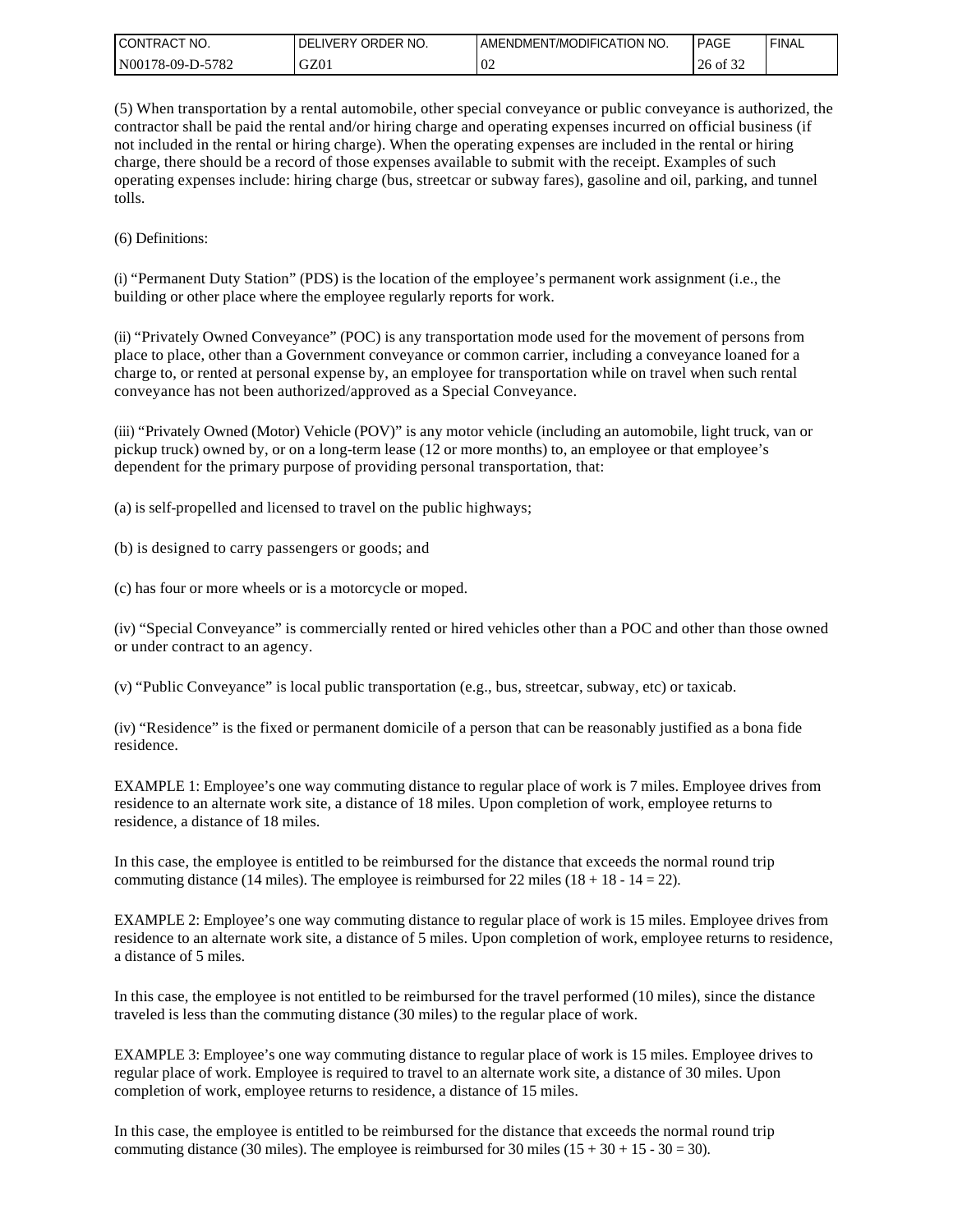(5) When transportation by a rental automobile, other special conveyance or public conveyance is authorized, the contractor shall be paid the rental and/or hiring charge and operating expenses incurred on official business (if not included in the rental or hiring charge). When the operating expenses are included in the rental or hiring charge, there should be a record of those expenses available to submit with the receipt. Examples of such operating expenses include: hiring charge (bus, streetcar or subway fares), gasoline and oil, parking, and tunnel tolls.

(6) Definitions:

(i) "Permanent Duty Station" (PDS) is the location of the employee's permanent work assignment (i.e., the building or other place where the employee regularly reports for work.

(ii) "Privately Owned Conveyance" (POC) is any transportation mode used for the movement of persons from place to place, other than a Government conveyance or common carrier, including a conveyance loaned for a charge to, or rented at personal expense by, an employee for transportation while on travel when such rental conveyance has not been authorized/approved as a Special Conveyance.

(iii) "Privately Owned (Motor) Vehicle (POV)" is any motor vehicle (including an automobile, light truck, van or pickup truck) owned by, or on a long-term lease (12 or more months) to, an employee or that employee's dependent for the primary purpose of providing personal transportation, that:

(a) is self-propelled and licensed to travel on the public highways;

(b) is designed to carry passengers or goods; and

(c) has four or more wheels or is a motorcycle or moped.

(iv) "Special Conveyance" is commercially rented or hired vehicles other than a POC and other than those owned or under contract to an agency.

(v) "Public Conveyance" is local public transportation (e.g., bus, streetcar, subway, etc) or taxicab.

(iv) "Residence" is the fixed or permanent domicile of a person that can be reasonably justified as a bona fide residence.

EXAMPLE 1: Employee's one way commuting distance to regular place of work is 7 miles. Employee drives from residence to an alternate work site, a distance of 18 miles. Upon completion of work, employee returns to residence, a distance of 18 miles.

In this case, the employee is entitled to be reimbursed for the distance that exceeds the normal round trip commuting distance (14 miles). The employee is reimbursed for 22 miles (18 + 18 - 14 = 22).

EXAMPLE 2: Employee's one way commuting distance to regular place of work is 15 miles. Employee drives from residence to an alternate work site, a distance of 5 miles. Upon completion of work, employee returns to residence, a distance of 5 miles.

In this case, the employee is not entitled to be reimbursed for the travel performed (10 miles), since the distance traveled is less than the commuting distance (30 miles) to the regular place of work.

EXAMPLE 3: Employee's one way commuting distance to regular place of work is 15 miles. Employee drives to regular place of work. Employee is required to travel to an alternate work site, a distance of 30 miles. Upon completion of work, employee returns to residence, a distance of 15 miles.

In this case, the employee is entitled to be reimbursed for the distance that exceeds the normal round trip commuting distance (30 miles). The employee is reimbursed for 30 miles (15 + 30 + 15 - 30 = 30).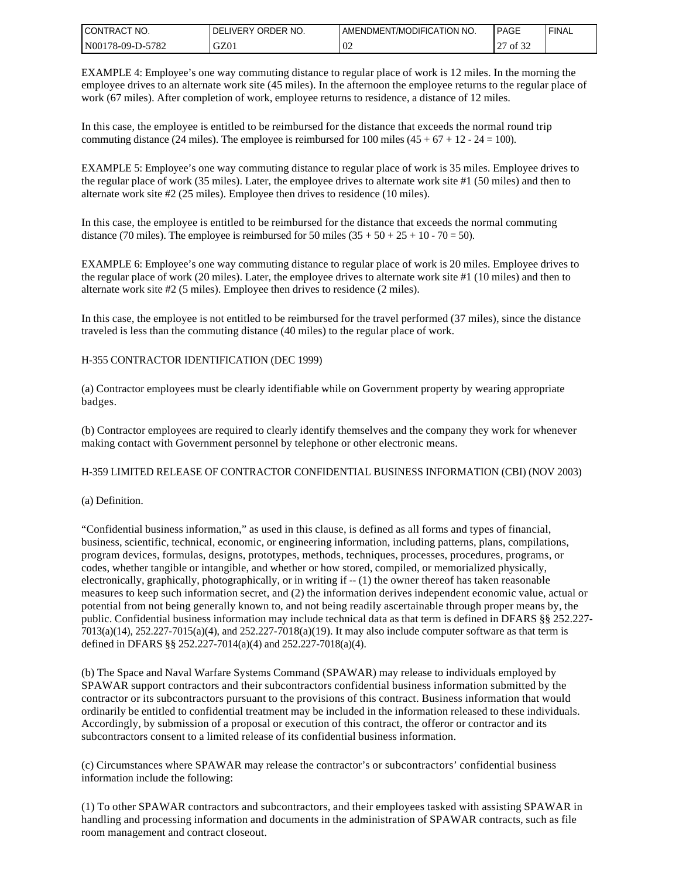EXAMPLE 4: Employee's one way commuting distance to regular place of work is 12 miles. In the morning the employee drives to an alternate work site (45 miles). In the afternoon the employee returns to the regular place of work (67 miles). After completion of work, employee returns to residence, a distance of 12 miles.

In this case, the employee is entitled to be reimbursed for the distance that exceeds the normal round trip commuting distance (24 miles). The employee is reimbursed for 100 miles (45 + 67 + 12 - 24 = 100).

EXAMPLE 5: Employee's one way commuting distance to regular place of work is 35 miles. Employee drives to the regular place of work (35 miles). Later, the employee drives to alternate work site #1 (50 miles) and then to alternate work site #2 (25 miles). Employee then drives to residence (10 miles).

In this case, the employee is entitled to be reimbursed for the distance that exceeds the normal commuting distance (70 miles). The employee is reimbursed for 50 miles (35 + 50 + 25 + 10 - 70 = 50).

EXAMPLE 6: Employee's one way commuting distance to regular place of work is 20 miles. Employee drives to the regular place of work (20 miles). Later, the employee drives to alternate work site #1 (10 miles) and then to alternate work site #2 (5 miles). Employee then drives to residence (2 miles).

In this case, the employee is not entitled to be reimbursed for the travel performed (37 miles), since the distance traveled is less than the commuting distance (40 miles) to the regular place of work.

H-355 CONTRACTOR IDENTIFICATION (DEC 1999)

(a) Contractor employees must be clearly identifiable while on Government property by wearing appropriate badges.

(b) Contractor employees are required to clearly identify themselves and the company they work for whenever making contact with Government personnel by telephone or other electronic means.

H-359 LIMITED RELEASE OF CONTRACTOR CONFIDENTIAL BUSINESS INFORMATION (CBI) (NOV 2003)

(a) Definition.

"Confidential business information," as used in this clause, is defined as all forms and types of financial, business, scientific, technical, economic, or engineering information, including patterns, plans, compilations, program devices, formulas, designs, prototypes, methods, techniques, processes, procedures, programs, or codes, whether tangible or intangible, and whether or how stored, compiled, or memorialized physically, electronically, graphically, photographically, or in writing if -- (1) the owner thereof has taken reasonable measures to keep such information secret, and (2) the information derives independent economic value, actual or potential from not being generally known to, and not being readily ascertainable through proper means by, the public. Confidential business information may include technical data as that term is defined in DFARS §§ 252.227-7013(a)(14), 252.227-7015(a)(4), and 252.227-7018(a)(19). It may also include computer software as that term is defined in DFARS §§ 252.227-7014(a)(4) and 252.227-7018(a)(4).

(b) The Space and Naval Warfare Systems Command (SPAWAR) may release to individuals employed by SPAWAR support contractors and their subcontractors confidential business information submitted by the contractor or its subcontractors pursuant to the provisions of this contract. Business information that would ordinarily be entitled to confidential treatment may be included in the information released to these individuals. Accordingly, by submission of a proposal or execution of this contract, the offeror or contractor and its subcontractors consent to a limited release of its confidential business information.

(c) Circumstances where SPAWAR may release the contractor's or subcontractors' confidential business information include the following:

(1) To other SPAWAR contractors and subcontractors, and their employees tasked with assisting SPAWAR in handling and processing information and documents in the administration of SPAWAR contracts, such as file room management and contract closeout.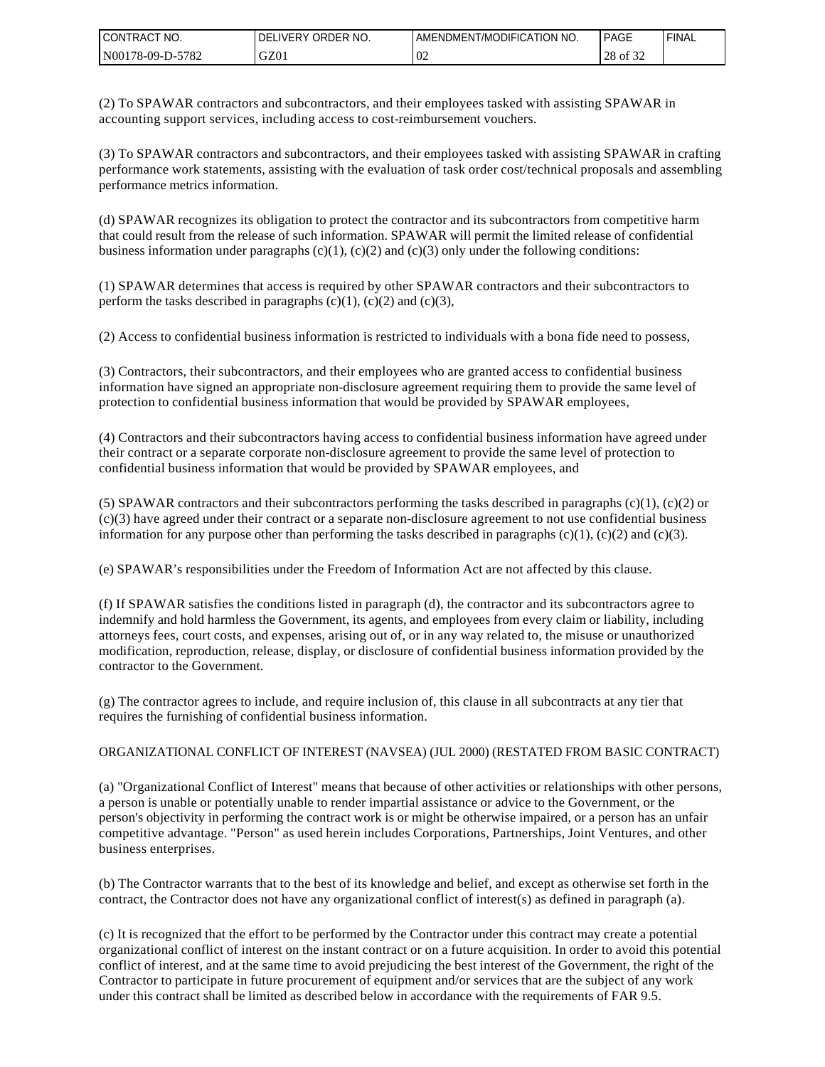(2) To SPAWAR contractors and subcontractors, and their employees tasked with assisting SPAWAR in accounting support services, including access to cost-reimbursement vouchers.

(3) To SPAWAR contractors and subcontractors, and their employees tasked with assisting SPAWAR in crafting performance work statements, assisting with the evaluation of task order cost/technical proposals and assembling performance metrics information.

(d) SPAWAR recognizes its obligation to protect the contractor and its subcontractors from competitive harm that could result from the release of such information. SPAWAR will permit the limited release of confidential business information under paragraphs (c)(1), (c)(2) and (c)(3) only under the following conditions:

(1) SPAWAR determines that access is required by other SPAWAR contractors and their subcontractors to perform the tasks described in paragraphs (c)(1), (c)(2) and (c)(3),

(2) Access to confidential business information is restricted to individuals with a bona fide need to possess,

(3) Contractors, their subcontractors, and their employees who are granted access to confidential business information have signed an appropriate non-disclosure agreement requiring them to provide the same level of protection to confidential business information that would be provided by SPAWAR employees,

(4) Contractors and their subcontractors having access to confidential business information have agreed under their contract or a separate corporate non-disclosure agreement to provide the same level of protection to confidential business information that would be provided by SPAWAR employees, and

(5) SPAWAR contractors and their subcontractors performing the tasks described in paragraphs (c)(1), (c)(2) or (c)(3) have agreed under their contract or a separate non-disclosure agreement to not use confidential business information for any purpose other than performing the tasks described in paragraphs (c)(1), (c)(2) and (c)(3).

(e) SPAWAR's responsibilities under the Freedom of Information Act are not affected by this clause.

(f) If SPAWAR satisfies the conditions listed in paragraph (d), the contractor and its subcontractors agree to indemnify and hold harmless the Government, its agents, and employees from every claim or liability, including attorneys fees, court costs, and expenses, arising out of, or in any way related to, the misuse or unauthorized modification, reproduction, release, display, or disclosure of confidential business information provided by the contractor to the Government.

(g) The contractor agrees to include, and require inclusion of, this clause in all subcontracts at any tier that requires the furnishing of confidential business information.

ORGANIZATIONAL CONFLICT OF INTEREST (NAVSEA) (JUL 2000) (RESTATED FROM BASIC CONTRACT)

(a) "Organizational Conflict of Interest" means that because of other activities or relationships with other persons, a person is unable or potentially unable to render impartial assistance or advice to the Government, or the person's objectivity in performing the contract work is or might be otherwise impaired, or a person has an unfair competitive advantage. "Person" as used herein includes Corporations, Partnerships, Joint Ventures, and other business enterprises.

(b) The Contractor warrants that to the best of its knowledge and belief, and except as otherwise set forth in the contract, the Contractor does not have any organizational conflict of interest(s) as defined in paragraph (a).

(c) It is recognized that the effort to be performed by the Contractor under this contract may create a potential organizational conflict of interest on the instant contract or on a future acquisition. In order to avoid this potential conflict of interest, and at the same time to avoid prejudicing the best interest of the Government, the right of the Contractor to participate in future procurement of equipment and/or services that are the subject of any work under this contract shall be limited as described below in accordance with the requirements of FAR 9.5.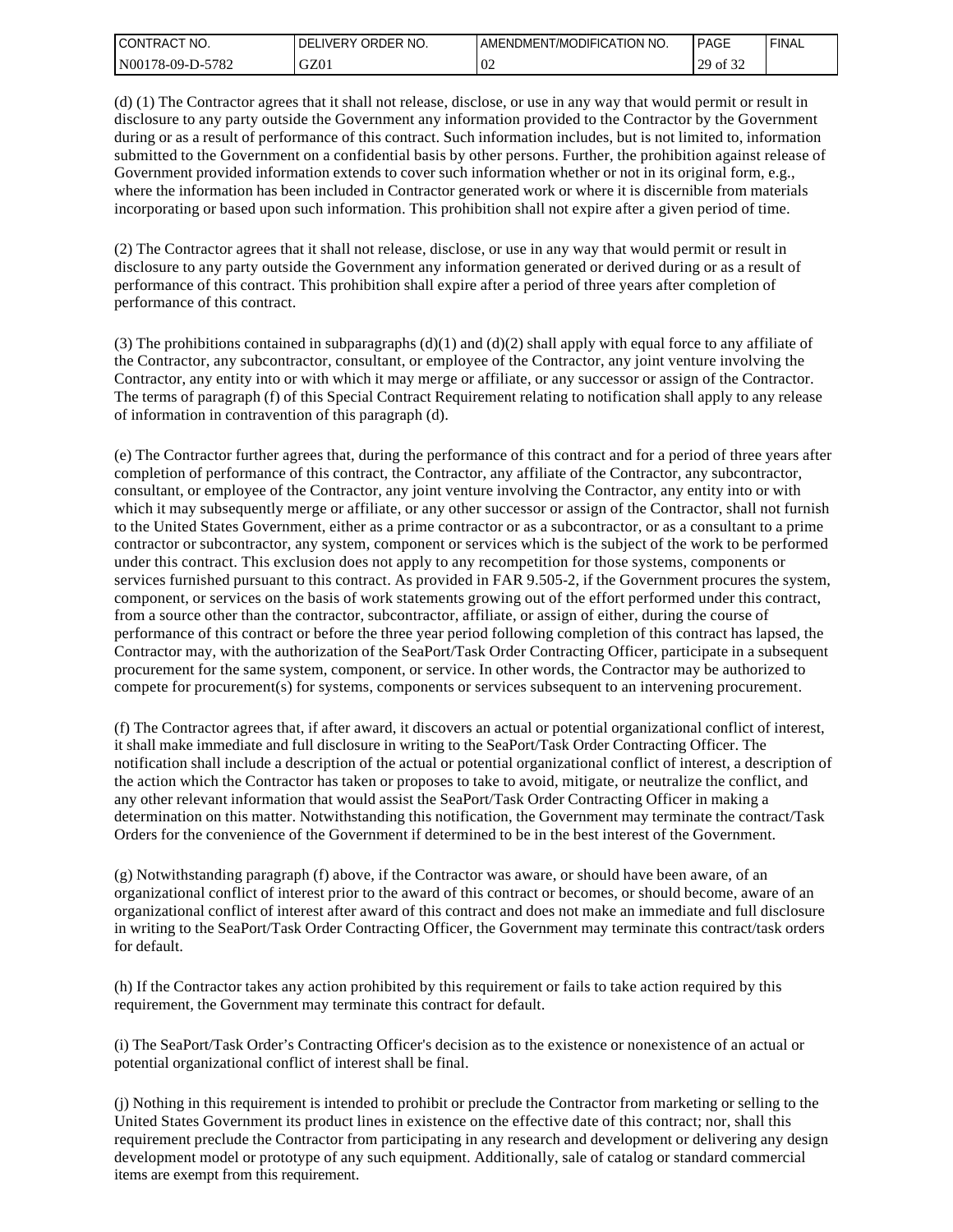(d) (1) The Contractor agrees that it shall not release, disclose, or use in any way that would permit or result in disclosure to any party outside the Government any information provided to the Contractor by the Government during or as a result of performance of this contract. Such information includes, but is not limited to, information submitted to the Government on a confidential basis by other persons. Further, the prohibition against release of Government provided information extends to cover such information whether or not in its original form, e.g., where the information has been included in Contractor generated work or where it is discernible from materials incorporating or based upon such information. This prohibition shall not expire after a given period of time.

(2) The Contractor agrees that it shall not release, disclose, or use in any way that would permit or result in disclosure to any party outside the Government any information generated or derived during or as a result of performance of this contract. This prohibition shall expire after a period of three years after completion of performance of this contract.

(3) The prohibitions contained in subparagraphs (d)(1) and (d)(2) shall apply with equal force to any affiliate of the Contractor, any subcontractor, consultant, or employee of the Contractor, any joint venture involving the Contractor, any entity into or with which it may merge or affiliate, or any successor or assign of the Contractor. The terms of paragraph (f) of this Special Contract Requirement relating to notification shall apply to any release of information in contravention of this paragraph (d).

(e) The Contractor further agrees that, during the performance of this contract and for a period of three years after completion of performance of this contract, the Contractor, any affiliate of the Contractor, any subcontractor, consultant, or employee of the Contractor, any joint venture involving the Contractor, any entity into or with which it may subsequently merge or affiliate, or any other successor or assign of the Contractor, shall not furnish to the United States Government, either as a prime contractor or as a subcontractor, or as a consultant to a prime contractor or subcontractor, any system, component or services which is the subject of the work to be performed under this contract. This exclusion does not apply to any recompetition for those systems, components or services furnished pursuant to this contract. As provided in FAR 9.505-2, if the Government procures the system, component, or services on the basis of work statements growing out of the effort performed under this contract, from a source other than the contractor, subcontractor, affiliate, or assign of either, during the course of performance of this contract or before the three year period following completion of this contract has lapsed, the Contractor may, with the authorization of the SeaPort/Task Order Contracting Officer, participate in a subsequent procurement for the same system, component, or service. In other words, the Contractor may be authorized to compete for procurement(s) for systems, components or services subsequent to an intervening procurement.

(f) The Contractor agrees that, if after award, it discovers an actual or potential organizational conflict of interest, it shall make immediate and full disclosure in writing to the SeaPort/Task Order Contracting Officer. The notification shall include a description of the actual or potential organizational conflict of interest, a description of the action which the Contractor has taken or proposes to take to avoid, mitigate, or neutralize the conflict, and any other relevant information that would assist the SeaPort/Task Order Contracting Officer in making a determination on this matter. Notwithstanding this notification, the Government may terminate the contract/Task Orders for the convenience of the Government if determined to be in the best interest of the Government.

(g) Notwithstanding paragraph (f) above, if the Contractor was aware, or should have been aware, of an organizational conflict of interest prior to the award of this contract or becomes, or should become, aware of an organizational conflict of interest after award of this contract and does not make an immediate and full disclosure in writing to the SeaPort/Task Order Contracting Officer, the Government may terminate this contract/task orders for default.

(h) If the Contractor takes any action prohibited by this requirement or fails to take action required by this requirement, the Government may terminate this contract for default.

(i) The SeaPort/Task Order's Contracting Officer's decision as to the existence or nonexistence of an actual or potential organizational conflict of interest shall be final.

(j) Nothing in this requirement is intended to prohibit or preclude the Contractor from marketing or selling to the United States Government its product lines in existence on the effective date of this contract; nor, shall this requirement preclude the Contractor from participating in any research and development or delivering any design development model or prototype of any such equipment. Additionally, sale of catalog or standard commercial items are exempt from this requirement.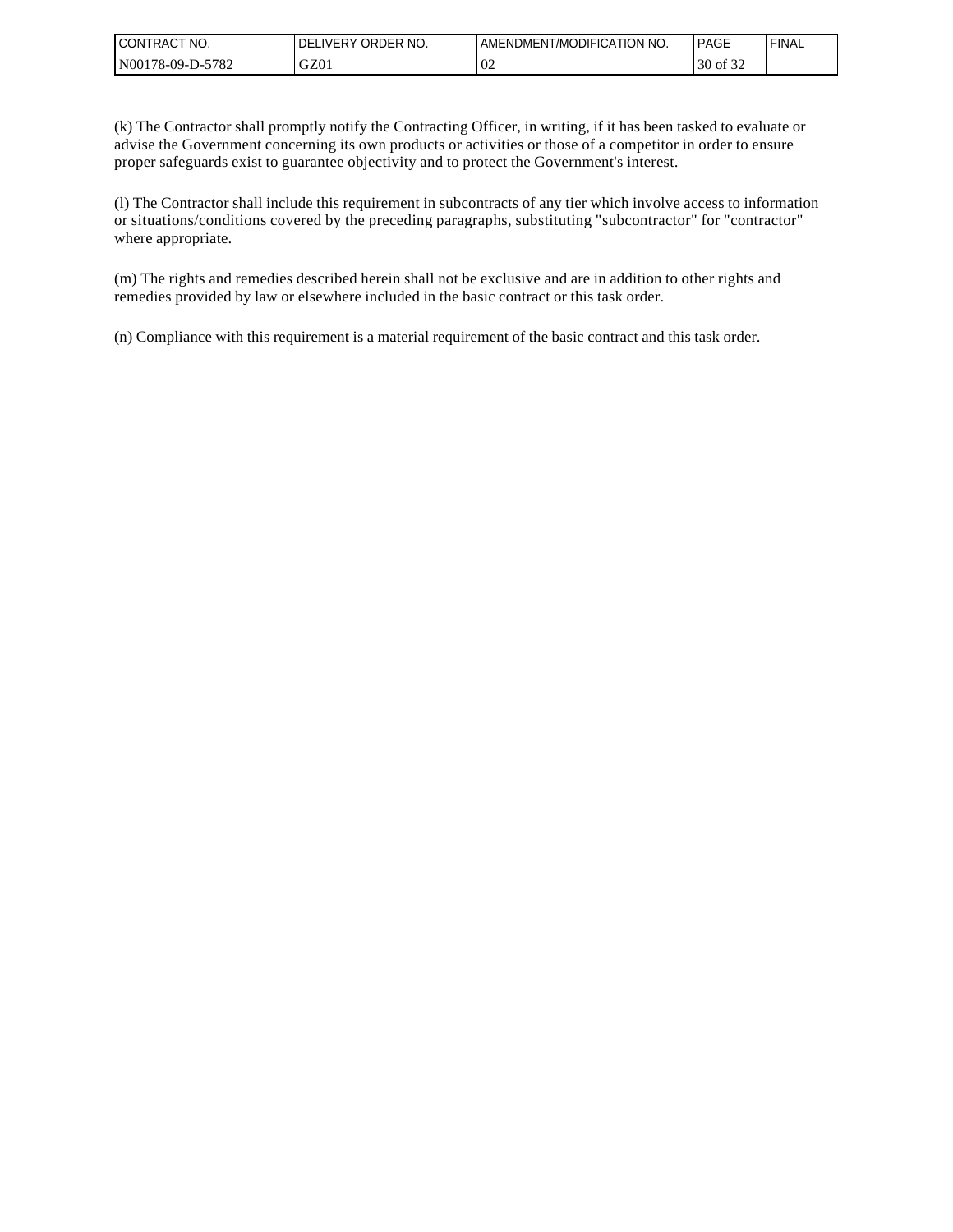(k) The Contractor shall promptly notify the Contracting Officer, in writing, if it has been tasked to evaluate or advise the Government concerning its own products or activities or those of a competitor in order to ensure proper safeguards exist to guarantee objectivity and to protect the Government's interest.

(l) The Contractor shall include this requirement in subcontracts of any tier which involve access to information or situations/conditions covered by the preceding paragraphs, substituting "subcontractor" for "contractor" where appropriate.

(m) The rights and remedies described herein shall not be exclusive and are in addition to other rights and remedies provided by law or elsewhere included in the basic contract or this task order.

(n) Compliance with this requirement is a material requirement of the basic contract and this task order.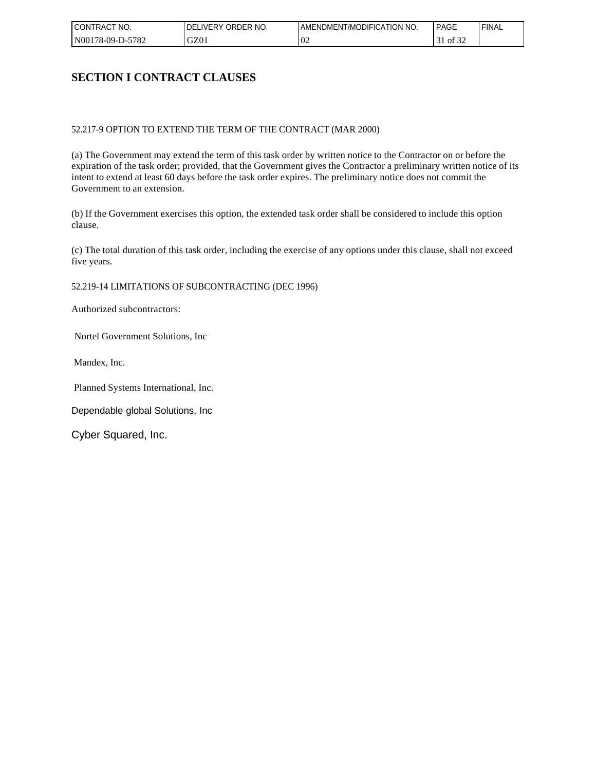# SECTION I CONTRACT CLAUSES

52.217-9 OPTION TO EXTEND THE TERM OF THE CONTRACT (MAR 2000)

(a) The Government may extend the term of this task order by written notice to the Contractor on or before the expiration of the task order; provided, that the Government gives the Contractor a preliminary written notice of its intent to extend at least 60 days before the task order expires. The preliminary notice does not commit the Government to an extension.

(b) If the Government exercises this option, the extended task order shall be considered to include this option clause.

(c) The total duration of this task order, including the exercise of any options under this clause, shall not exceed five years.

52.219-14 LIMITATIONS OF SUBCONTRACTING (DEC 1996)

Authorized subcontractors:

Nortel Government Solutions, Inc

Mandex, Inc.

Planned Systems International, Inc.

Dependable global Solutions, Inc

Cyber Squared, Inc.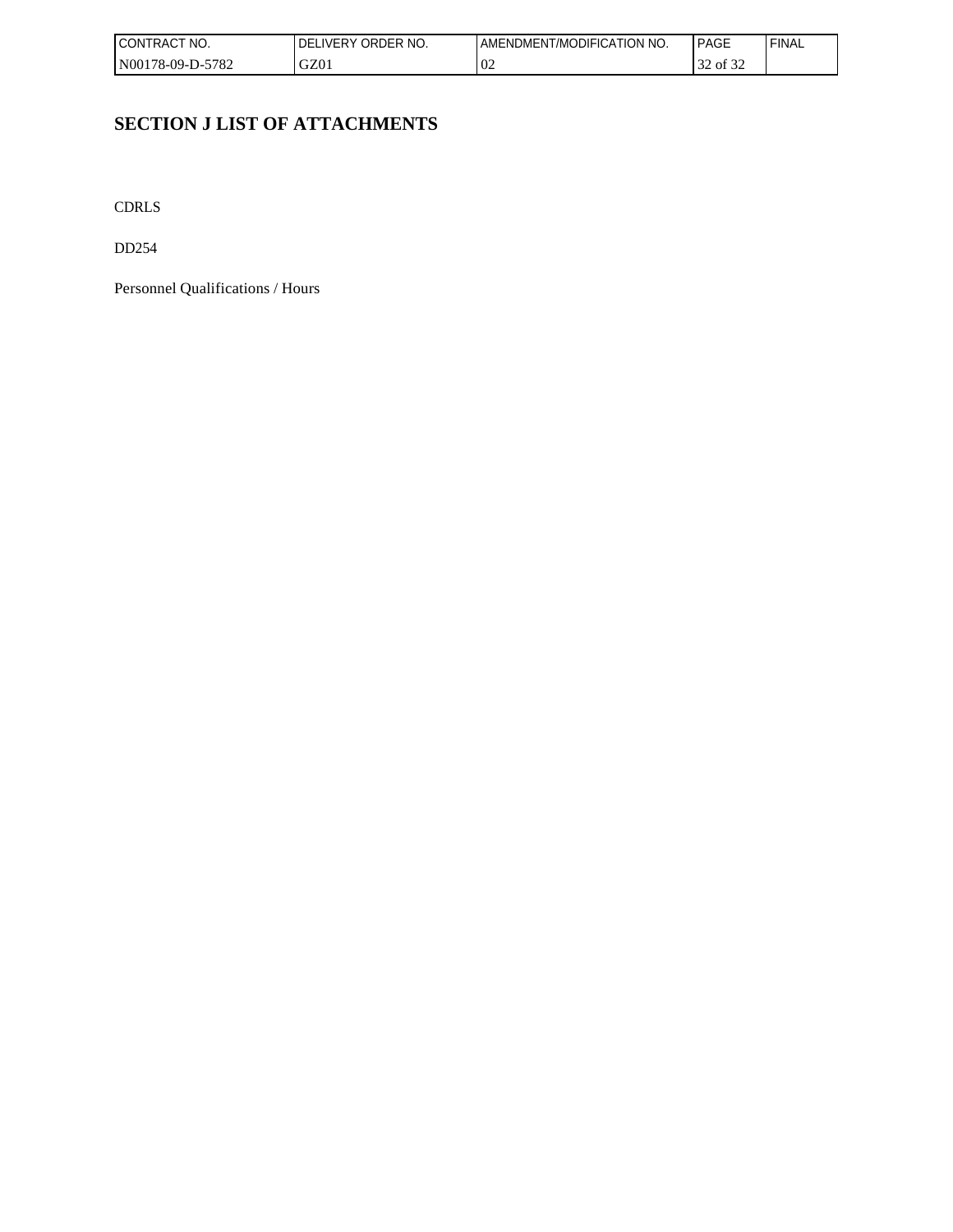# SECTION J LIST OF ATTACHMENTS

CDRLS

DD254

Personnel Qualifications / Hours